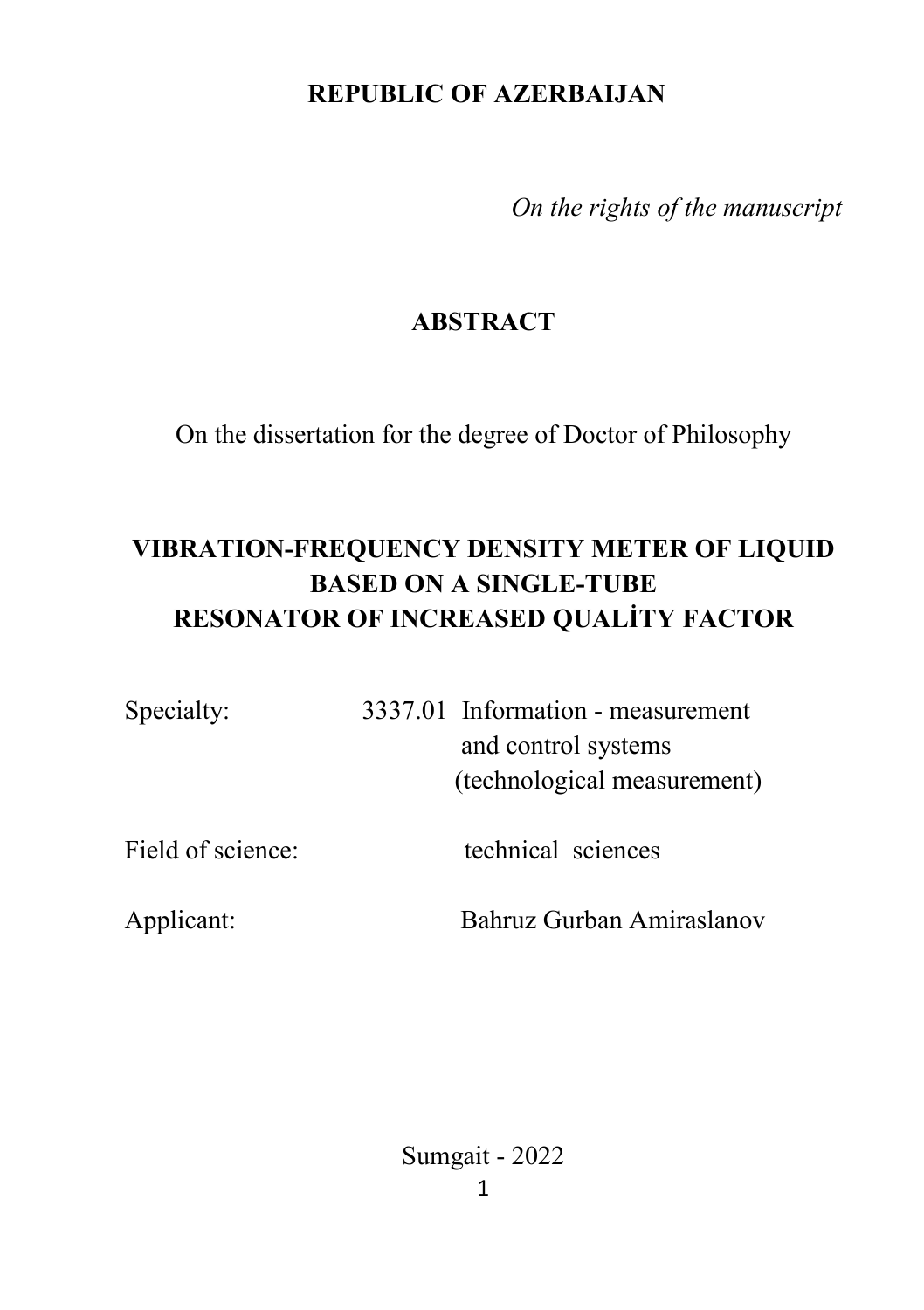**REPUBLIC OF AZERBAIJAN**

*On the rights of the manuscript*

# ABSTRACT

On the dissertation for the degree of Doctor of Philosophy

# VIBRATION-FREQUENCY DENSITY METER OF LIQUID BASED ON A SINGLE-TUBE RESONATOR OF INCREASED QUALİTY FACTOR

Specialty: 3337.01 Information - measurement and control systems (technological measurement)

Field of science: technical sciences

Applicant: Bahruz Gurban Amiraslanov

Sumgait - 2022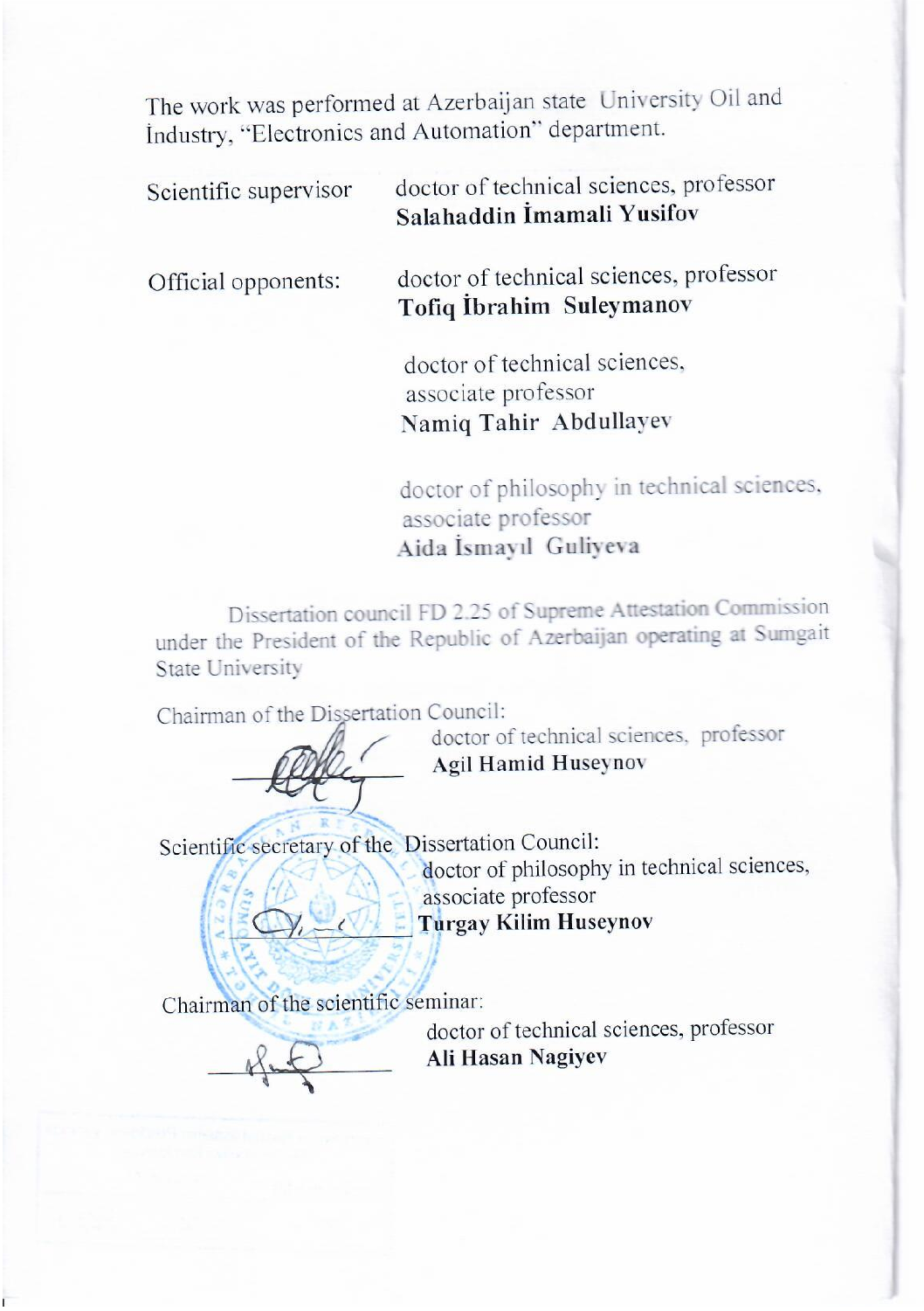The work was performed at Azerbaijan state University Oil and İndustry, "Electronics and Automation" department.

| | |
|---|---|
| Scientific supervisor | doctor of technical sciences, professor **Salahaddin İmamali Yusifov** |
| Official opponents: | doctor of technical sciences, professor **Tofiq İbrahim Suleymanov** |
| | doctor of technical sciences, associate professor **Namiq Tahir Abdullayev** |
| | doctor of philosophy in technical sciences, associate professor **Aida İsmayıl Guliyeva** |

Dissertation council FD 2.25 of Supreme Attestation Commission under the President of the Republic of Azerbaijan operating at Sumgait State University

Chairman of the Dissertation Council:
doctor of technical sciences, professor
**Agil Hamid Huseynov**

Scientific secretary of the Dissertation Council:
doctor of philosophy in technical sciences, associate professor
**Turgay Kilim Huseynov**

Chairman of the scientific seminar:
doctor of technical sciences, professor
**Ali Hasan Nagiyev**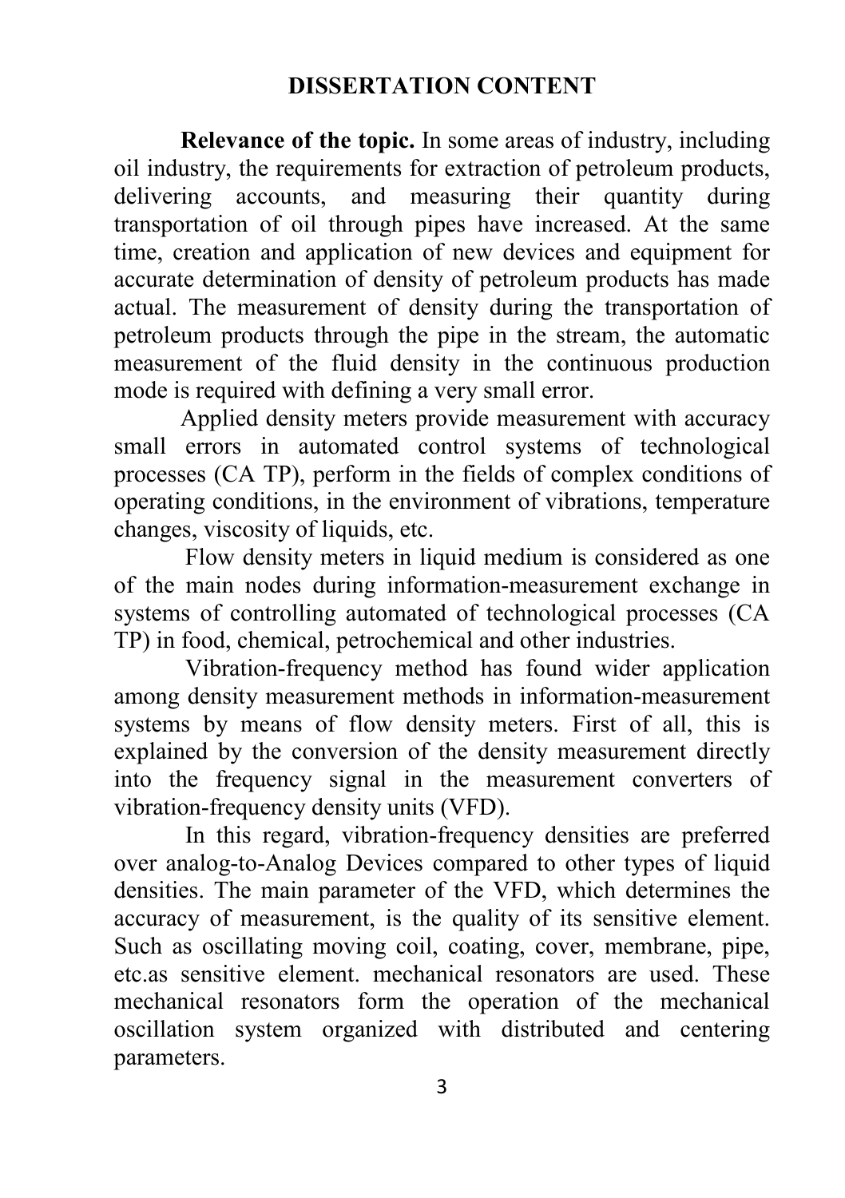## DISSERTATION CONTENT

**Relevance of the topic.** In some areas of industry, including oil industry, the requirements for extraction of petroleum products, delivering accounts, and measuring their quantity during transportation of oil through pipes have increased. At the same time, creation and application of new devices and equipment for accurate determination of density of petroleum products has made actual. The measurement of density during the transportation of petroleum products through the pipe in the stream, the automatic measurement of the fluid density in the continuous production mode is required with defining a very small error.

Applied density meters provide measurement with accuracy small errors in automated control systems of technological processes (CA TP), perform in the fields of complex conditions of operating conditions, in the environment of vibrations, temperature changes, viscosity of liquids, etc.

Flow density meters in liquid medium is considered as one of the main nodes during information-measurement exchange in systems of controlling automated of technological processes (CA TP) in food, chemical, petrochemical and other industries.

Vibration-frequency method has found wider application among density measurement methods in information-measurement systems by means of flow density meters. First of all, this is explained by the conversion of the density measurement directly into the frequency signal in the measurement converters of vibration-frequency density units (VFD).

In this regard, vibration-frequency densities are preferred over analog-to-Analog Devices compared to other types of liquid densities. The main parameter of the VFD, which determines the accuracy of measurement, is the quality of its sensitive element. Such as oscillating moving coil, coating, cover, membrane, pipe, etc.as sensitive element. mechanical resonators are used. These mechanical resonators form the operation of the mechanical oscillation system organized with distributed and centering parameters.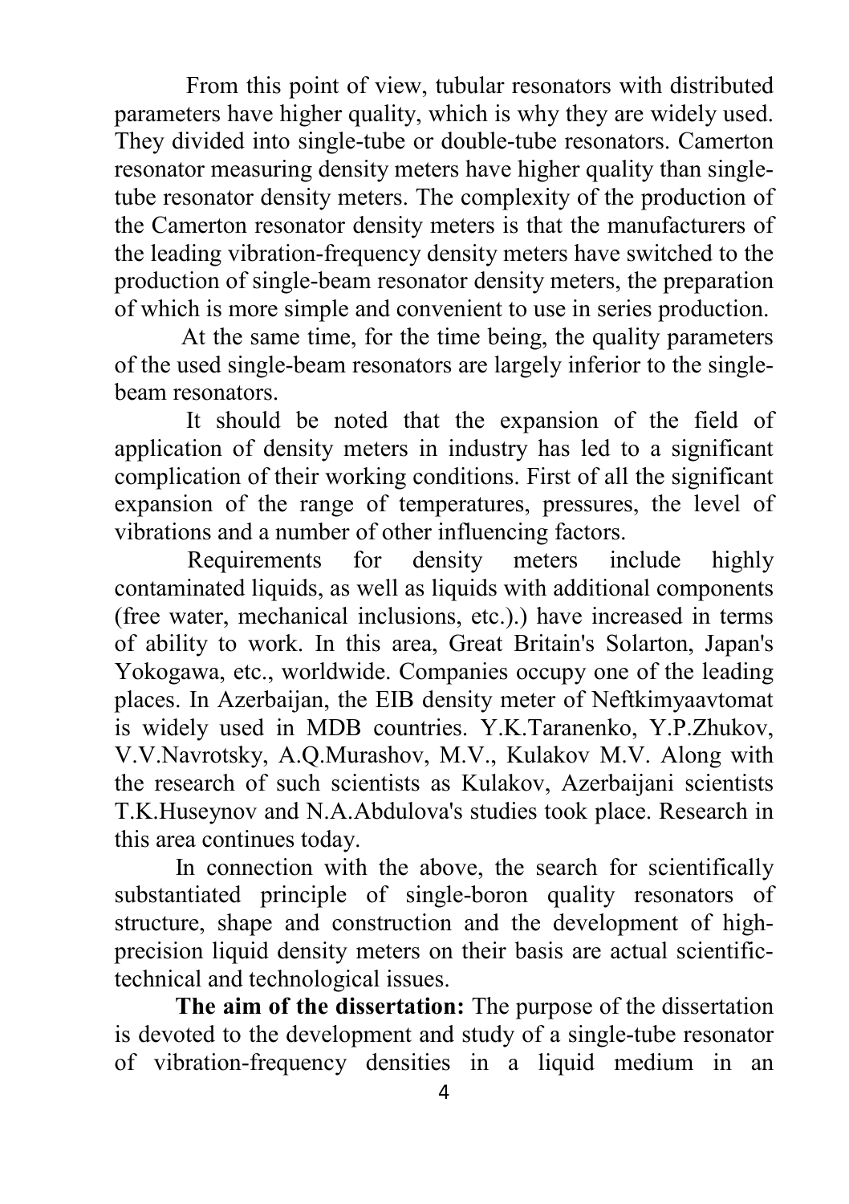From this point of view, tubular resonators with distributed parameters have higher quality, which is why they are widely used. They divided into single-tube or double-tube resonators. Camerton resonator measuring density meters have higher quality than single-tube resonator density meters. The complexity of the production of the Camerton resonator density meters is that the manufacturers of the leading vibration-frequency density meters have switched to the production of single-beam resonator density meters, the preparation of which is more simple and convenient to use in series production.

At the same time, for the time being, the quality parameters of the used single-beam resonators are largely inferior to the single-beam resonators.

It should be noted that the expansion of the field of application of density meters in industry has led to a significant complication of their working conditions. First of all the significant expansion of the range of temperatures, pressures, the level of vibrations and a number of other influencing factors.

Requirements for density meters include highly contaminated liquids, as well as liquids with additional components (free water, mechanical inclusions, etc.).) have increased in terms of ability to work. In this area, Great Britain's Solarton, Japan's Yokogawa, etc., worldwide. Companies occupy one of the leading places. In Azerbaijan, the EIB density meter of Neftkimyaavtomat is widely used in MDB countries. Y.K.Taranenko, Y.P.Zhukov, V.V.Navrotsky, A.Q.Murashov, M.V., Kulakov M.V. Along with the research of such scientists as Kulakov, Azerbaijani scientists T.K.Huseynov and N.A.Abdulova's studies took place. Research in this area continues today.

In connection with the above, the search for scientifically substantiated principle of single-boron quality resonators of structure, shape and construction and the development of high-precision liquid density meters on their basis are actual scientific-technical and technological issues.

**The aim of the dissertation:** The purpose of the dissertation is devoted to the development and study of a single-tube resonator of vibration-frequency densities in a liquid medium in an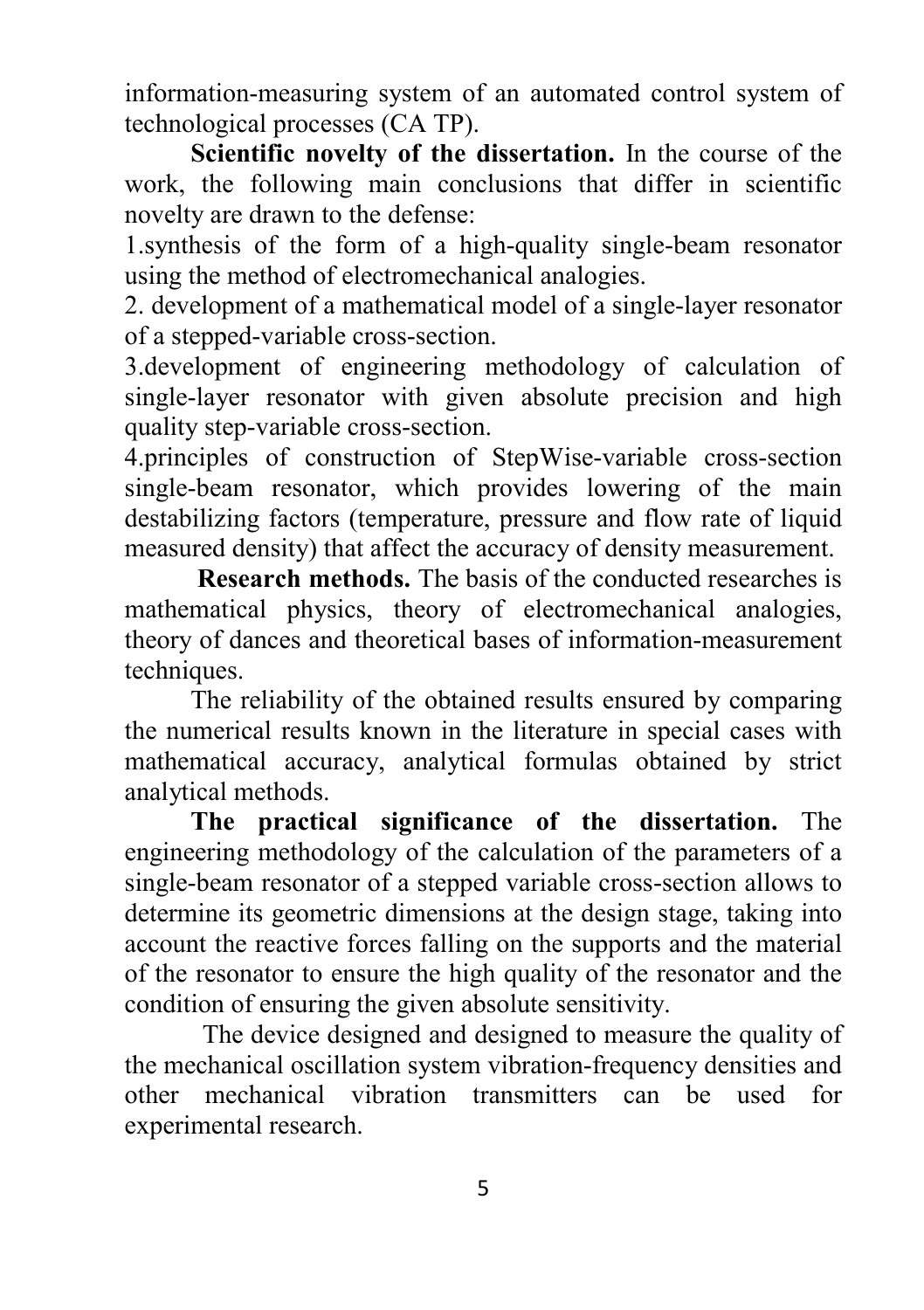information-measuring system of an automated control system of technological processes (CA TP).

**Scientific novelty of the dissertation.** In the course of the work, the following main conclusions that differ in scientific novelty are drawn to the defense:

1.synthesis of the form of a high-quality single-beam resonator using the method of electromechanical analogies.

2. development of a mathematical model of a single-layer resonator of a stepped-variable cross-section.

3.development of engineering methodology of calculation of single-layer resonator with given absolute precision and high quality step-variable cross-section.

4.principles of construction of StepWise-variable cross-section single-beam resonator, which provides lowering of the main destabilizing factors (temperature, pressure and flow rate of liquid measured density) that affect the accuracy of density measurement.

**Research methods.** The basis of the conducted researches is mathematical physics, theory of electromechanical analogies, theory of dances and theoretical bases of information-measurement techniques.

The reliability of the obtained results ensured by comparing the numerical results known in the literature in special cases with mathematical accuracy, analytical formulas obtained by strict analytical methods.

**The practical significance of the dissertation.** The engineering methodology of the calculation of the parameters of a single-beam resonator of a stepped variable cross-section allows to determine its geometric dimensions at the design stage, taking into account the reactive forces falling on the supports and the material of the resonator to ensure the high quality of the resonator and the condition of ensuring the given absolute sensitivity.

The device designed and designed to measure the quality of the mechanical oscillation system vibration-frequency densities and other mechanical vibration transmitters can be used for experimental research.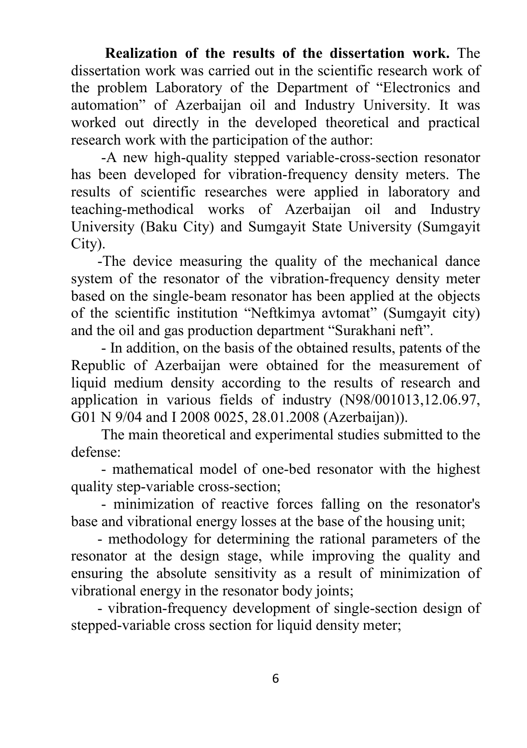**Realization of the results of the dissertation work.** The dissertation work was carried out in the scientific research work of the problem Laboratory of the Department of "Electronics and automation" of Azerbaijan oil and Industry University. It was worked out directly in the developed theoretical and practical research work with the participation of the author:

-A new high-quality stepped variable-cross-section resonator has been developed for vibration-frequency density meters. The results of scientific researches were applied in laboratory and teaching-methodical works of Azerbaijan oil and Industry University (Baku City) and Sumgayit State University (Sumgayit City).

-The device measuring the quality of the mechanical dance system of the resonator of the vibration-frequency density meter based on the single-beam resonator has been applied at the objects of the scientific institution "Neftkimya avtomat" (Sumgayit city) and the oil and gas production department "Surakhani neft".

- In addition, on the basis of the obtained results, patents of the Republic of Azerbaijan were obtained for the measurement of liquid medium density according to the results of research and application in various fields of industry (N98/001013,12.06.97, G01 N 9/04 and I 2008 0025, 28.01.2008 (Azerbaijan)).

The main theoretical and experimental studies submitted to the defense:

- mathematical model of one-bed resonator with the highest quality step-variable cross-section;

- minimization of reactive forces falling on the resonator's base and vibrational energy losses at the base of the housing unit;

- methodology for determining the rational parameters of the resonator at the design stage, while improving the quality and ensuring the absolute sensitivity as a result of minimization of vibrational energy in the resonator body joints;

- vibration-frequency development of single-section design of stepped-variable cross section for liquid density meter;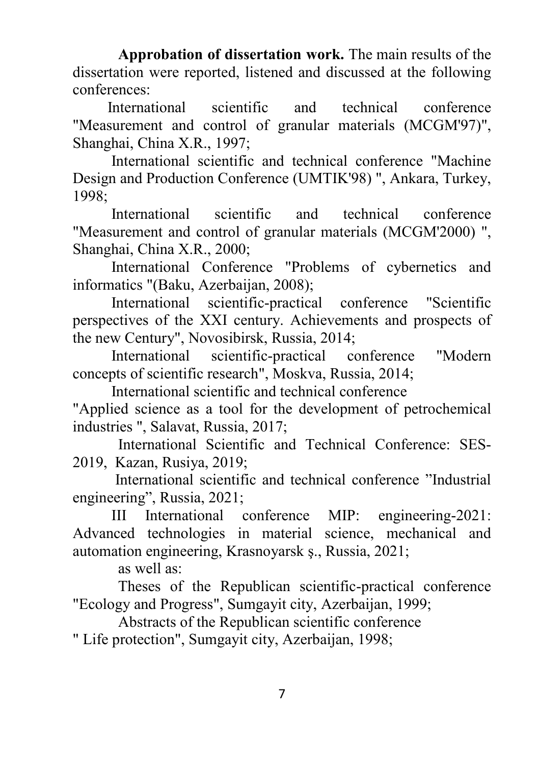**Approbation of dissertation work.** The main results of the dissertation were reported, listened and discussed at the following conferences:

International scientific and technical conference "Measurement and control of granular materials (MCGM'97)", Shanghai, China X.R., 1997;

International scientific and technical conference "Machine Design and Production Conference (UMTIK'98) ", Ankara, Turkey, 1998;

International scientific and technical conference "Measurement and control of granular materials (MCGM'2000) ", Shanghai, China X.R., 2000;

International Conference "Problems of cybernetics and informatics "(Baku, Azerbaijan, 2008);

International scientific-practical conference "Scientific perspectives of the XXI century. Achievements and prospects of the new Century", Novosibirsk, Russia, 2014;

International scientific-practical conference "Modern concepts of scientific research", Moskva, Russia, 2014;

International scientific and technical conference "Applied science as a tool for the development of petrochemical industries ", Salavat, Russia, 2017;

International Scientific and Technical Conference: SES-2019, Kazan, Rusiya, 2019;

International scientific and technical conference ”Industrial engineering”, Russia, 2021;

III International conference MIP: engineering-2021: Advanced technologies in material science, mechanical and automation engineering, Krasnoyarsk ş., Russia, 2021;

as well as:

Theses of the Republican scientific-practical conference "Ecology and Progress", Sumgayit city, Azerbaijan, 1999;

Abstracts of the Republican scientific conference " Life protection", Sumgayit city, Azerbaijan, 1998;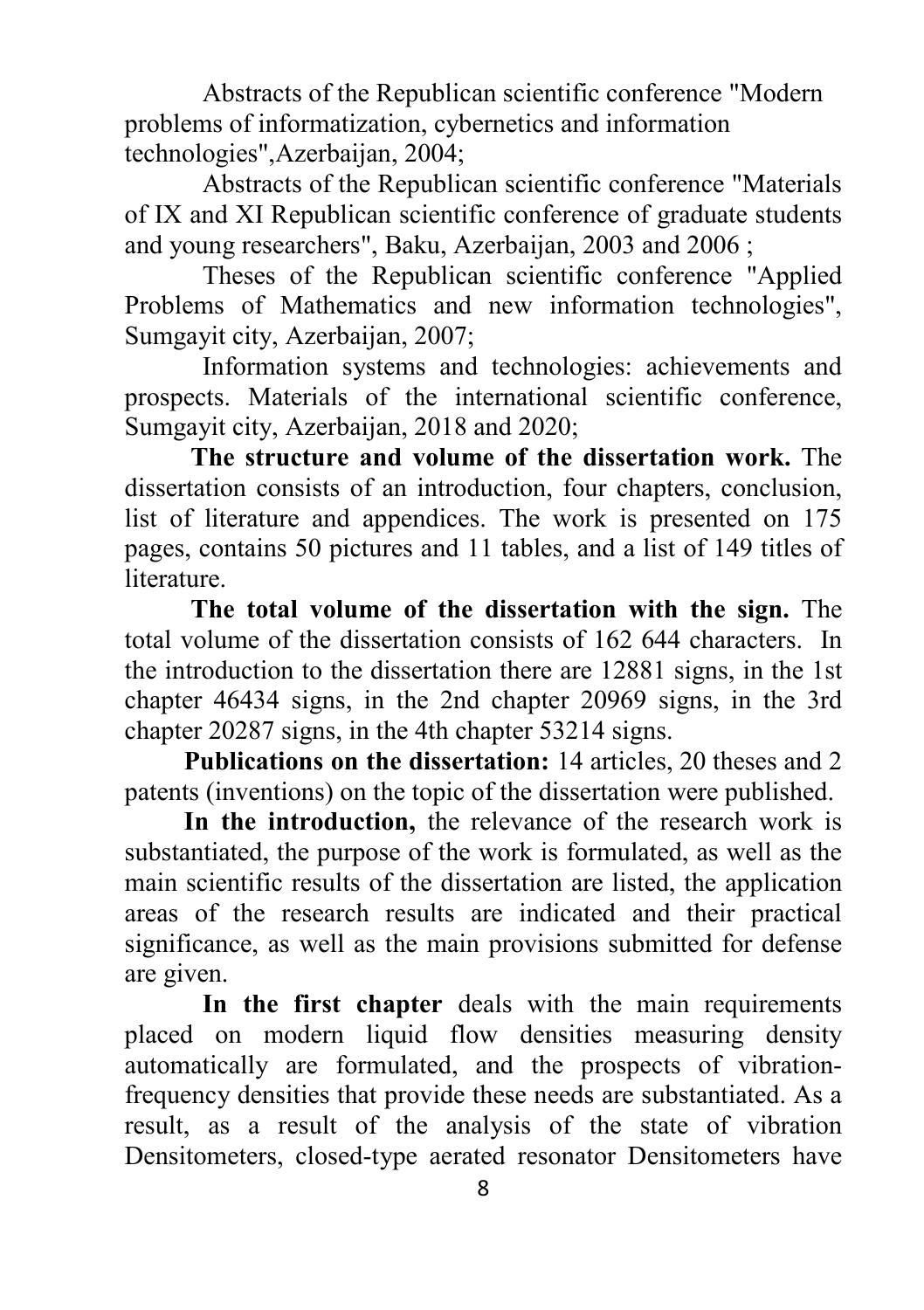Abstracts of the Republican scientific conference "Modern problems of informatization, cybernetics and information technologies",Azerbaijan, 2004;

Abstracts of the Republican scientific conference "Materials of IX and XI Republican scientific conference of graduate students and young researchers", Baku, Azerbaijan, 2003 and 2006 ;

Theses of the Republican scientific conference "Applied Problems of Mathematics and new information technologies", Sumgayit city, Azerbaijan, 2007;

Information systems and technologies: achievements and prospects. Materials of the international scientific conference, Sumgayit city, Azerbaijan, 2018 and 2020;

**The structure and volume of the dissertation work.** The dissertation consists of an introduction, four chapters, conclusion, list of literature and appendices. The work is presented on 175 pages, contains 50 pictures and 11 tables, and a list of 149 titles of literature.

**The total volume of the dissertation with the sign.** The total volume of the dissertation consists of 162 644 characters. In the introduction to the dissertation there are 12881 signs, in the 1st chapter 46434 signs, in the 2nd chapter 20969 signs, in the 3rd chapter 20287 signs, in the 4th chapter 53214 signs.

**Publications on the dissertation:** 14 articles, 20 theses and 2 patents (inventions) on the topic of the dissertation were published.

**In the introduction,** the relevance of the research work is substantiated, the purpose of the work is formulated, as well as the main scientific results of the dissertation are listed, the application areas of the research results are indicated and their practical significance, as well as the main provisions submitted for defense are given.

**In the first chapter** deals with the main requirements placed on modern liquid flow densities measuring density automatically are formulated, and the prospects of vibration-frequency densities that provide these needs are substantiated. As a result, as a result of the analysis of the state of vibration Densitometers, closed-type aerated resonator Densitometers have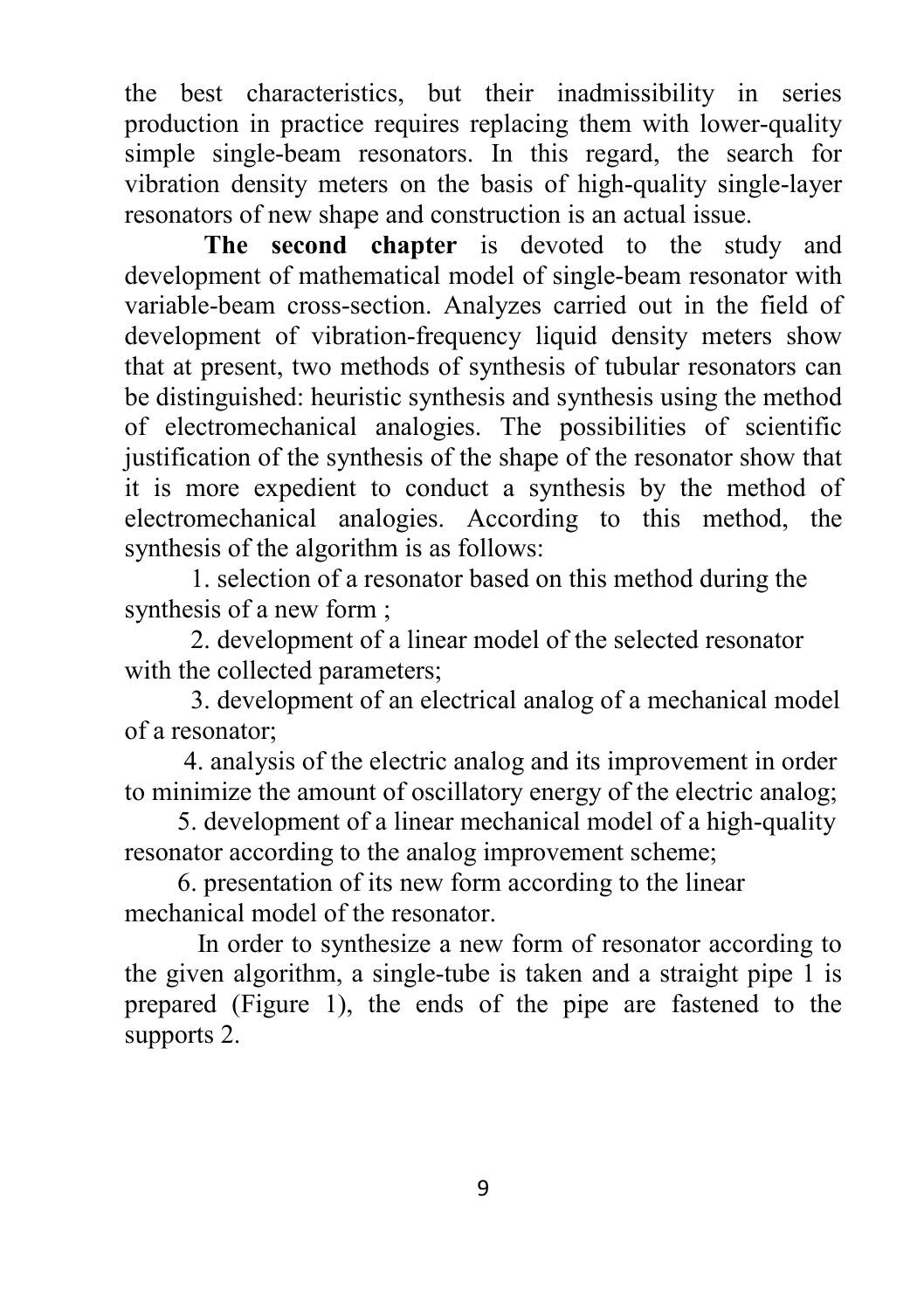the best characteristics, but their inadmissibility in series production in practice requires replacing them with lower-quality simple single-beam resonators. In this regard, the search for vibration density meters on the basis of high-quality single-layer resonators of new shape and construction is an actual issue.

**The second chapter** is devoted to the study and development of mathematical model of single-beam resonator with variable-beam cross-section. Analyzes carried out in the field of development of vibration-frequency liquid density meters show that at present, two methods of synthesis of tubular resonators can be distinguished: heuristic synthesis and synthesis using the method of electromechanical analogies. The possibilities of scientific justification of the synthesis of the shape of the resonator show that it is more expedient to conduct a synthesis by the method of electromechanical analogies. According to this method, the synthesis of the algorithm is as follows:

1. selection of a resonator based on this method during the synthesis of a new form ;
2. development of a linear model of the selected resonator with the collected parameters;
3. development of an electrical analog of a mechanical model of a resonator;
4. analysis of the electric analog and its improvement in order to minimize the amount of oscillatory energy of the electric analog;
5. development of a linear mechanical model of a high-quality resonator according to the analog improvement scheme;
6. presentation of its new form according to the linear mechanical model of the resonator.

In order to synthesize a new form of resonator according to the given algorithm, a single-tube is taken and a straight pipe 1 is prepared (Figure 1), the ends of the pipe are fastened to the supports 2.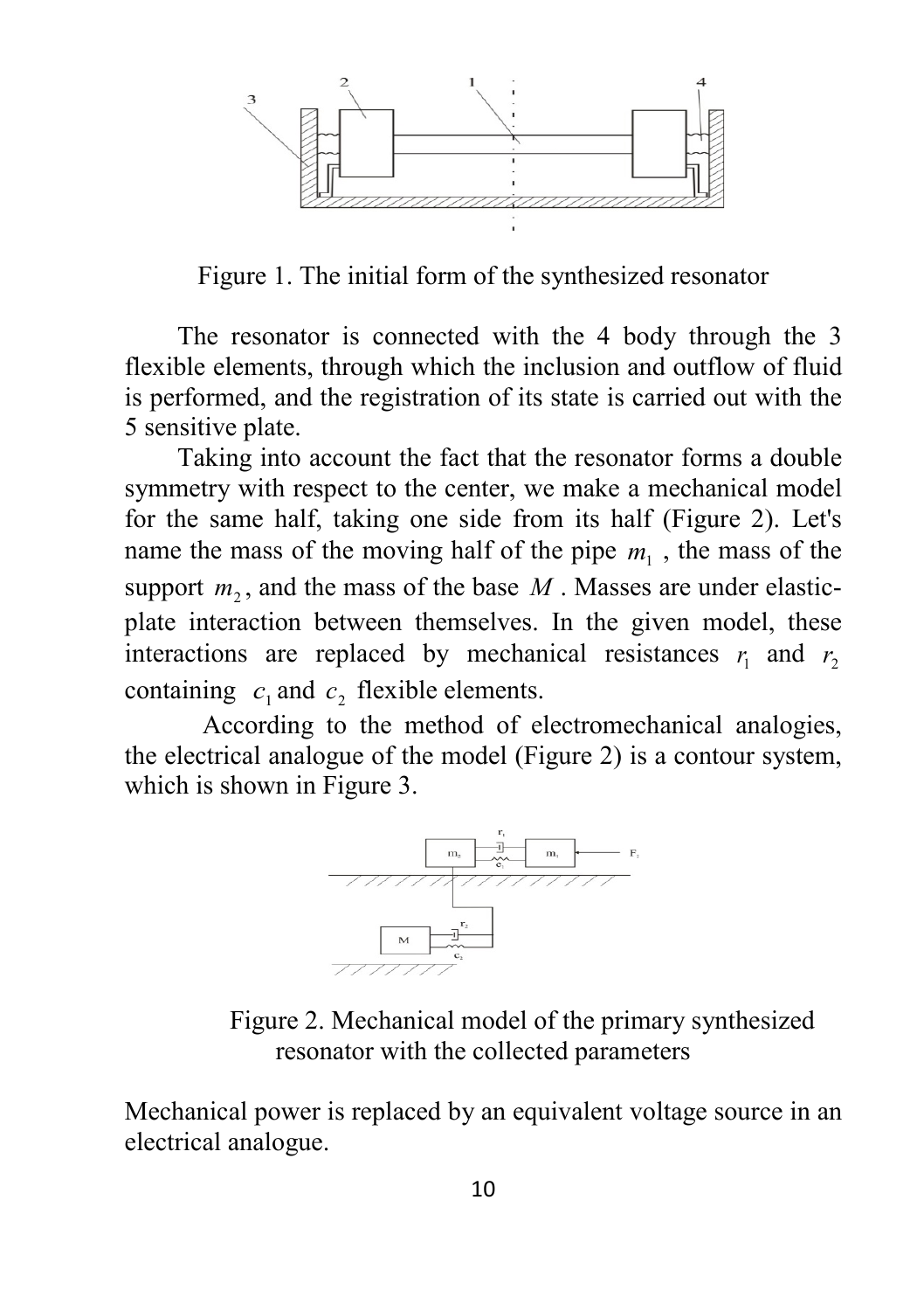Figure 1. The initial form of the synthesized resonator

The resonator is connected with the 4 body through the 3 flexible elements, through which the inclusion and outflow of fluid is performed, and the registration of its state is carried out with the 5 sensitive plate.

Taking into account the fact that the resonator forms a double symmetry with respect to the center, we make a mechanical model for the same half, taking one side from its half (Figure 2). Let's name the mass of the moving half of the pipe $m_1$ , the mass of the support $m_2$, and the mass of the base $M$ . Masses are under elastic-plate interaction between themselves. In the given model, these interactions are replaced by mechanical resistances $r_1$ and $r_2$ containing $c_1$ and $c_2$ flexible elements.

According to the method of electromechanical analogies, the electrical analogue of the model (Figure 2) is a contour system, which is shown in Figure 3.

Figure 2. Mechanical model of the primary synthesized resonator with the collected parameters

Mechanical power is replaced by an equivalent voltage source in an electrical analogue.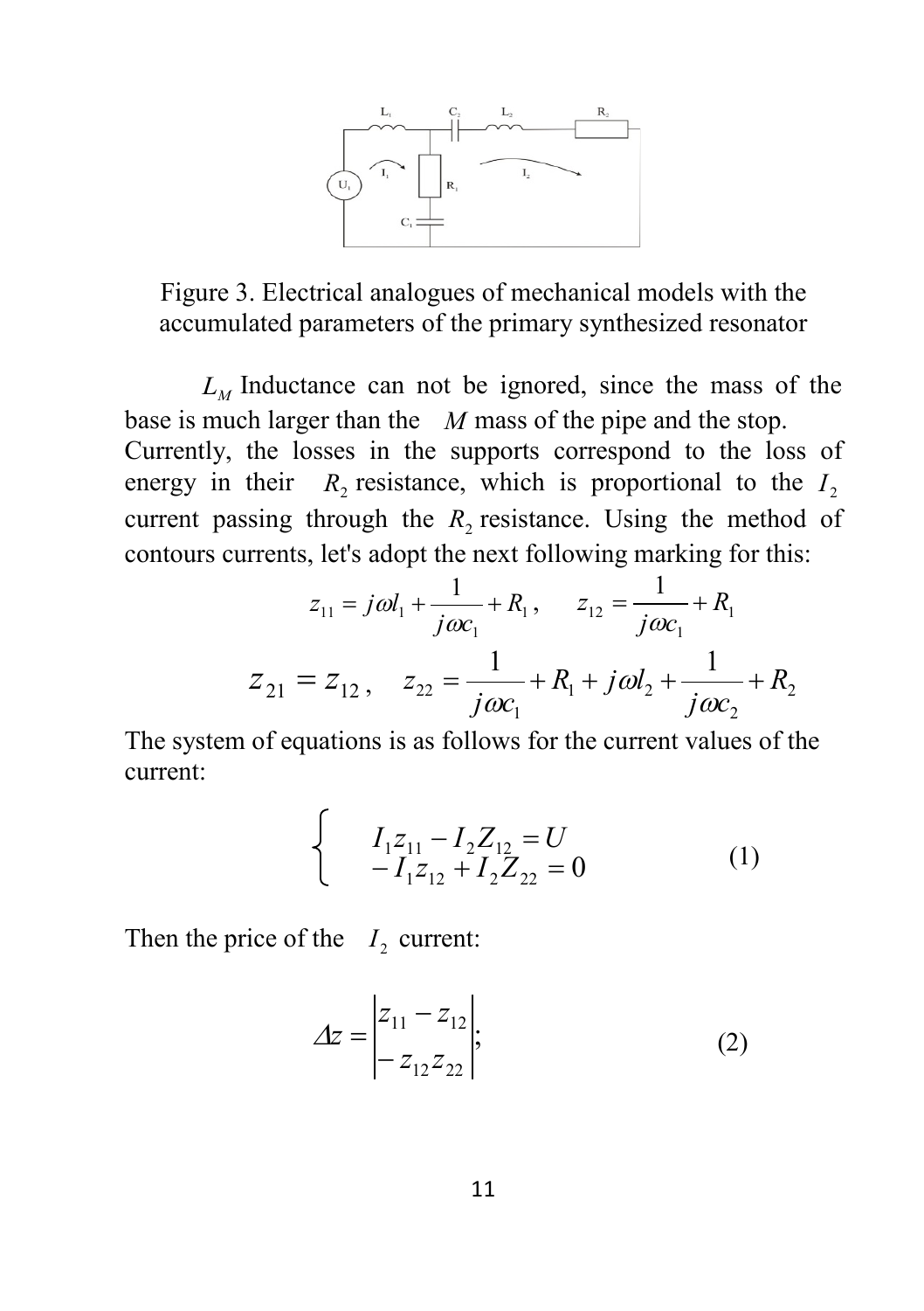Figure 3. Electrical analogues of mechanical models with the accumulated parameters of the primary synthesized resonator

$L_M$ Inductance can not be ignored, since the mass of the base is much larger than the $M$ mass of the pipe and the stop. Currently, the losses in the supports correspond to the loss of energy in their $R_2$ resistance, which is proportional to the $I_2$ current passing through the $R_2$ resistance. Using the method of contours currents, let's adopt the next following marking for this:

$$z_{11} = j\omega l_1 + \frac{1}{j\omega c_1} + R_1, \qquad z_{12} = \frac{1}{j\omega c_1} + R_1$$

$$z_{21} = z_{12}, \quad z_{22} = \frac{1}{j\omega c_1} + R_1 + j\omega l_2 + \frac{1}{j\omega c_2} + R_2$$

The system of equations is as follows for the current values of the current:

$$\begin{cases} I_1 z_{11} - I_2 Z_{12} = U \\ -I_1 z_{12} + I_2 Z_{22} = 0 \end{cases} \tag{1}$$

Then the price of the $I_2$ current:

$$\Delta z = \begin{vmatrix} z_{11} - z_{12} \\ -z_{12} z_{22} \end{vmatrix}; \tag{2}$$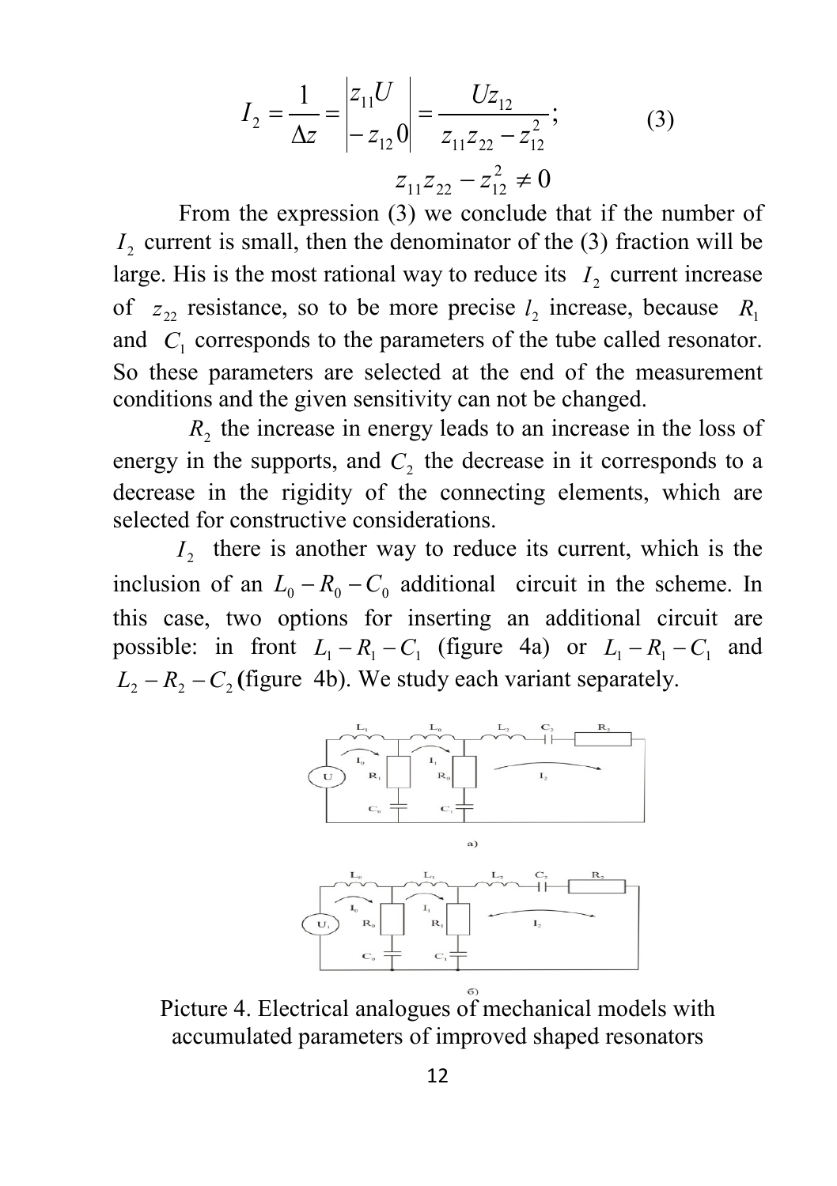$$I_2 = \frac{1}{\Delta z} = \begin{vmatrix} z_{11}U \\ -z_{12}\,0 \end{vmatrix} = \frac{Uz_{12}}{z_{11}z_{22} - z_{12}^2}; \qquad (3)$$

$$z_{11}z_{22} - z_{12}^2 \neq 0$$

From the expression (3) we conclude that if the number of $I_2$ current is small, then the denominator of the (3) fraction will be large. His is the most rational way to reduce its $I_2$ current increase of $z_{22}$ resistance, so to be more precise $l_2$ increase, because $R_1$ and $C_1$ corresponds to the parameters of the tube called resonator. So these parameters are selected at the end of the measurement conditions and the given sensitivity can not be changed.

$R_2$ the increase in energy leads to an increase in the loss of energy in the supports, and $C_2$ the decrease in it corresponds to a decrease in the rigidity of the connecting elements, which are selected for constructive considerations.

$I_2$ there is another way to reduce its current, which is the inclusion of an $L_0 - R_0 - C_0$ additional circuit in the scheme. In this case, two options for inserting an additional circuit are possible: in front $L_1 - R_1 - C_1$ (figure 4a) or $L_1 - R_1 - C_1$ and $L_2 - R_2 - C_2$ **(**figure 4b). We study each variant separately.

Picture 4. Electrical analogues of mechanical models with accumulated parameters of improved shaped resonators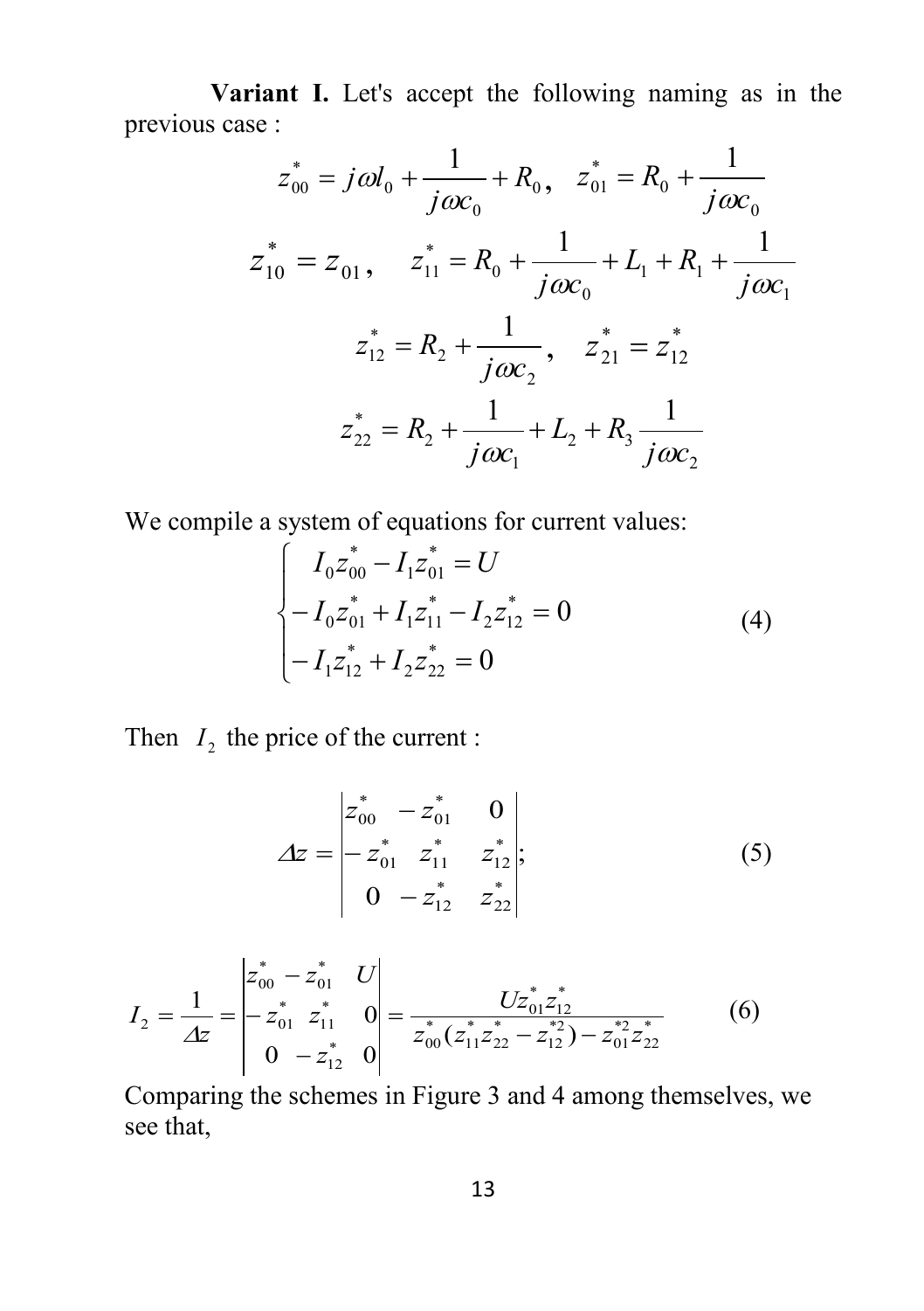**Variant I.** Let's accept the following naming as in the previous case :

$$z_{00}^{*} = j\omega l_0 + \frac{1}{j\omega c_0} + R_0, \quad z_{01}^{*} = R_0 + \frac{1}{j\omega c_0}$$

$$z_{10}^{*} = z_{01}, \quad z_{11}^{*} = R_0 + \frac{1}{j\omega c_0} + L_1 + R_1 + \frac{1}{j\omega c_1}$$

$$z_{12}^{*} = R_2 + \frac{1}{j\omega c_2}, \quad z_{21}^{*} = z_{12}^{*}$$

$$z_{22}^{*} = R_2 + \frac{1}{j\omega c_1} + L_2 + R_3 \frac{1}{j\omega c_2}$$

We compile a system of equations for current values:

$$\begin{cases} I_0 z_{00}^{*} - I_1 z_{01}^{*} = U \\ -I_0 z_{01}^{*} + I_1 z_{11}^{*} - I_2 z_{12}^{*} = 0 \\ -I_1 z_{12}^{*} + I_2 z_{22}^{*} = 0 \end{cases} \tag{4}$$

Then $I_2$ the price of the current :

$$\Delta z = \begin{vmatrix} z_{00}^{*} & -z_{01}^{*} & 0 \\ -z_{01}^{*} & z_{11}^{*} & z_{12}^{*} \\ 0 & -z_{12}^{*} & z_{22}^{*} \end{vmatrix}; \tag{5}$$

$$I_2 = \frac{1}{\Delta z} = \begin{vmatrix} z_{00}^{*} & -z_{01}^{*} & U \\ -z_{01}^{*} & z_{11}^{*} & 0 \\ 0 & -z_{12}^{*} & 0 \end{vmatrix} = \frac{U z_{01}^{*} z_{12}^{*}}{z_{00}^{*}(z_{11}^{*} z_{22}^{*} - z_{12}^{*2}) - z_{01}^{*2} z_{22}^{*}} \tag{6}$$

Comparing the schemes in Figure 3 and 4 among themselves, we see that,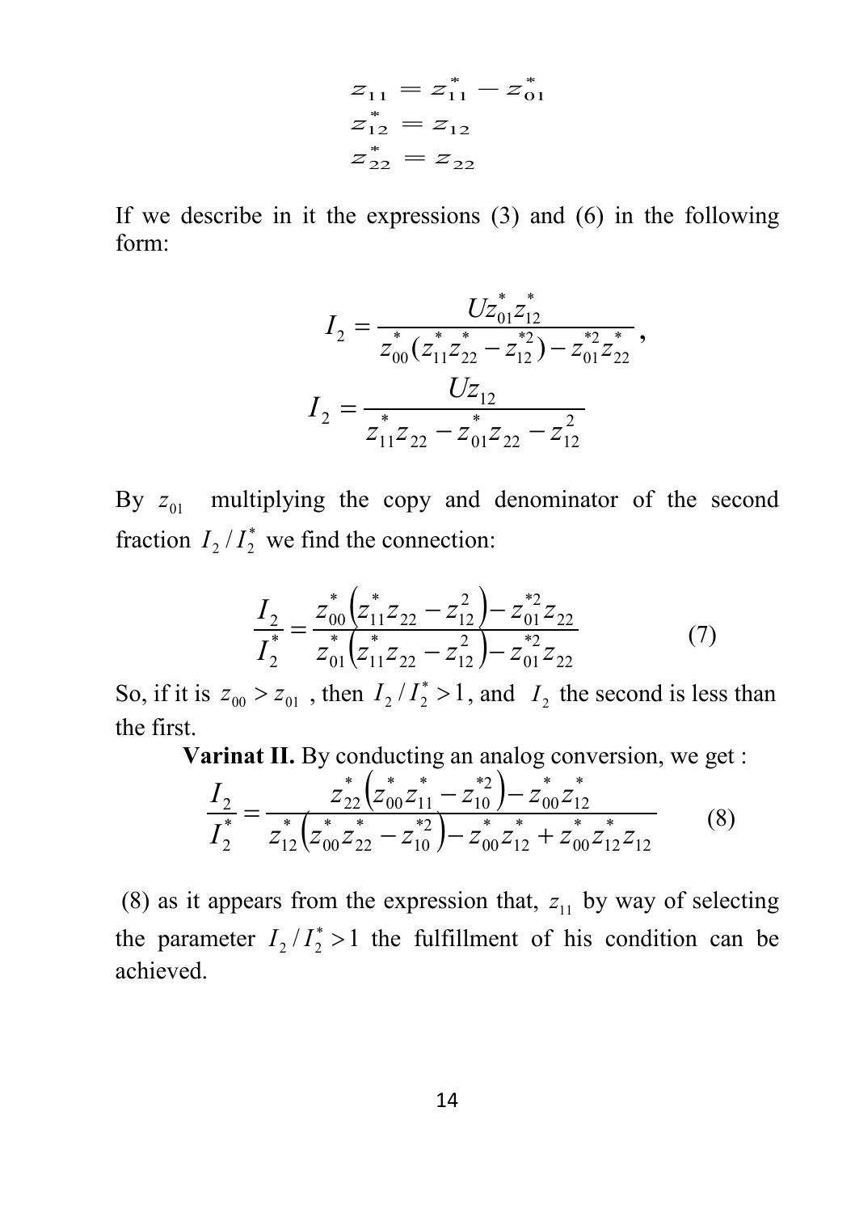$$z_{11} = z_{11}^{*} - z_{01}^{*}$$
$$z_{12}^{*} = z_{12}$$
$$z_{22}^{*} = z_{22}$$

If we describe in it the expressions (3) and (6) in the following form:

$$I_2 = \frac{U z_{01}^{*} z_{12}^{*}}{z_{00}^{*}(z_{11}^{*} z_{22}^{*} - z_{12}^{*2}) - z_{01}^{*2} z_{22}^{*}},$$

$$I_2 = \frac{U z_{12}}{z_{11}^{*} z_{22} - z_{01}^{*} z_{22} - z_{12}^{2}}$$

By $z_{01}$ multiplying the copy and denominator of the second fraction $I_2 / I_2^{*}$ we find the connection:

$$\frac{I_2}{I_2^{*}} = \frac{z_{00}^{*}\left(z_{11}^{*} z_{22} - z_{12}^{2}\right) - z_{01}^{*2} z_{22}}{z_{01}^{*}\left(z_{11}^{*} z_{22} - z_{12}^{2}\right) - z_{01}^{*2} z_{22}} \qquad (7)$$

So, if it is $z_{00} > z_{01}$ , then $I_2 / I_2^{*} > 1$, and $I_2$ the second is less than the first.

**Varinat II.** By conducting an analog conversion, we get :

$$\frac{I_2}{I_2^{*}} = \frac{z_{22}^{*}\left(z_{00}^{*} z_{11}^{*} - z_{10}^{*2}\right) - z_{00}^{*} z_{12}^{*}}{z_{12}^{*}\left(z_{00}^{*} z_{22}^{*} - z_{10}^{*2}\right) - z_{00}^{*} z_{12}^{*} + z_{00}^{*} z_{12}^{*} z_{12}} \qquad (8)$$

(8) as it appears from the expression that, $z_{11}$ by way of selecting the parameter $I_2 / I_2^{*} > 1$ the fulfillment of his condition can be achieved.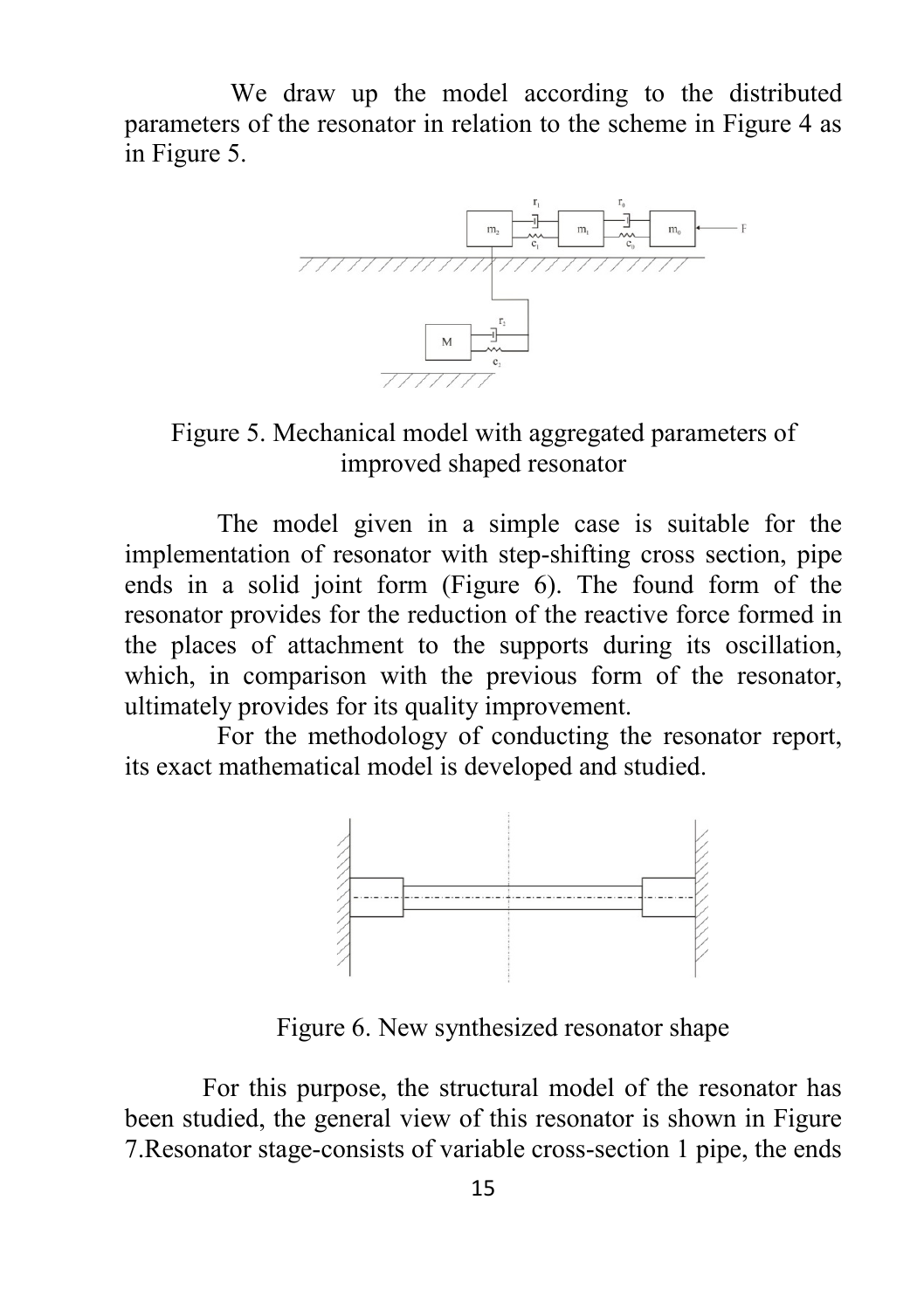We draw up the model according to the distributed parameters of the resonator in relation to the scheme in Figure 4 as in Figure 5.

Figure 5. Mechanical model with aggregated parameters of improved shaped resonator

The model given in a simple case is suitable for the implementation of resonator with step-shifting cross section, pipe ends in a solid joint form (Figure 6). The found form of the resonator provides for the reduction of the reactive force formed in the places of attachment to the supports during its oscillation, which, in comparison with the previous form of the resonator, ultimately provides for its quality improvement.

For the methodology of conducting the resonator report, its exact mathematical model is developed and studied.

Figure 6. New synthesized resonator shape

For this purpose, the structural model of the resonator has been studied, the general view of this resonator is shown in Figure 7.Resonator stage-consists of variable cross-section 1 pipe, the ends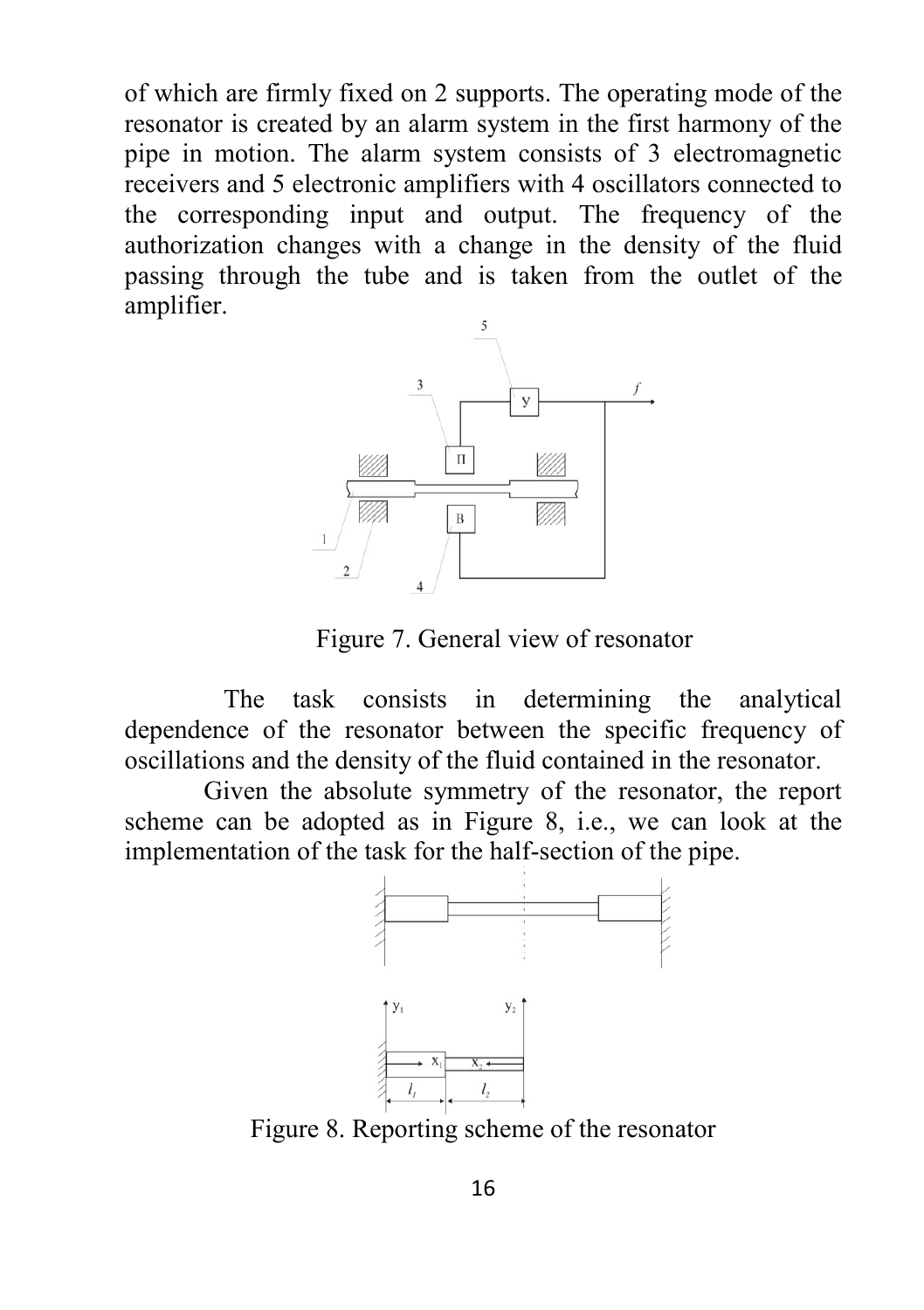of which are firmly fixed on 2 supports. The operating mode of the resonator is created by an alarm system in the first harmony of the pipe in motion. The alarm system consists of 3 electromagnetic receivers and 5 electronic amplifiers with 4 oscillators connected to the corresponding input and output. The frequency of the authorization changes with a change in the density of the fluid passing through the tube and is taken from the outlet of the amplifier.

Figure 7. General view of resonator

The task consists in determining the analytical dependence of the resonator between the specific frequency of oscillations and the density of the fluid contained in the resonator.

Given the absolute symmetry of the resonator, the report scheme can be adopted as in Figure 8, i.e., we can look at the implementation of the task for the half-section of the pipe.

Figure 8. Reporting scheme of the resonator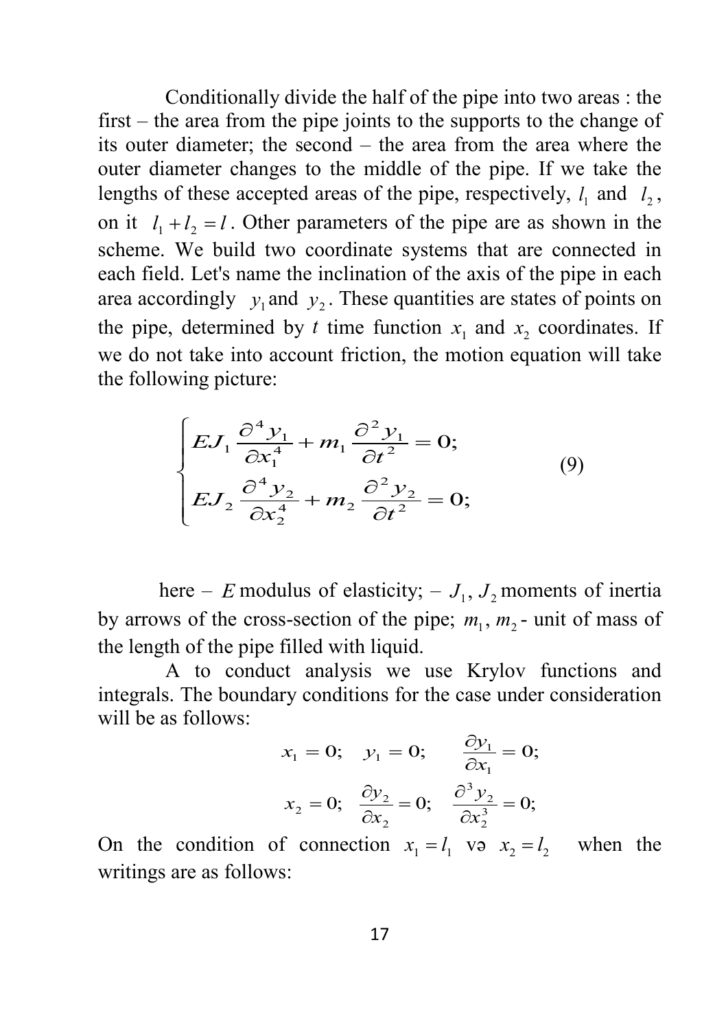Conditionally divide the half of the pipe into two areas : the first – the area from the pipe joints to the supports to the change of its outer diameter; the second – the area from the area where the outer diameter changes to the middle of the pipe. If we take the lengths of these accepted areas of the pipe, respectively, $l_1$ and $l_2$, on it $l_1 + l_2 = l$. Other parameters of the pipe are as shown in the scheme. We build two coordinate systems that are connected in each field. Let's name the inclination of the axis of the pipe in each area accordingly $y_1$ and $y_2$. These quantities are states of points on the pipe, determined by $t$ time function $x_1$ and $x_2$ coordinates. If we do not take into account friction, the motion equation will take the following picture:

$$
\begin{cases}
EJ_1 \dfrac{\partial^4 y_1}{\partial x_1^4} + m_1 \dfrac{\partial^2 y_1}{\partial t^2} = 0; \\
EJ_2 \dfrac{\partial^4 y_2}{\partial x_2^4} + m_2 \dfrac{\partial^2 y_2}{\partial t^2} = 0;
\end{cases}
\tag{9}
$$

here – $E$ modulus of elasticity; – $J_1$, $J_2$ moments of inertia by arrows of the cross-section of the pipe; $m_1$, $m_2$ - unit of mass of the length of the pipe filled with liquid.

A to conduct analysis we use Krylov functions and integrals. The boundary conditions for the case under consideration will be as follows:

$$
x_1 = 0; \quad y_1 = 0; \quad \frac{\partial y_1}{\partial x_1} = 0;
$$

$$
x_2 = 0; \quad \frac{\partial y_2}{\partial x_2} = 0; \quad \frac{\partial^3 y_2}{\partial x_2^3} = 0;
$$

On the condition of connection $x_1 = l_1$ və $x_2 = l_2$ when the writings are as follows: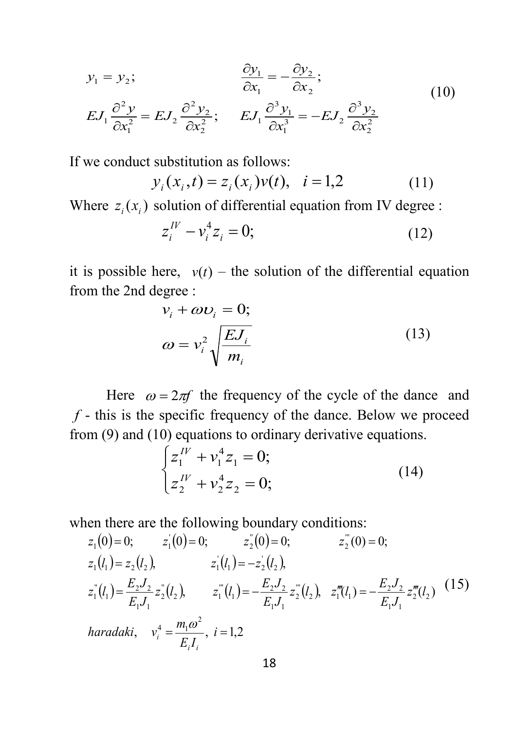$$
\begin{aligned}
&y_1 = y_2; && \frac{\partial y_1}{\partial x_1} = -\frac{\partial y_2}{\partial x_2}; \\
&EJ_1 \frac{\partial^2 y}{\partial x_1^2} = EJ_2 \frac{\partial^2 y_2}{\partial x_2^2}; && EJ_1 \frac{\partial^3 y_1}{\partial x_1^3} = -EJ_2 \frac{\partial^3 y_2}{\partial x_2^2}
\end{aligned}
\tag{10}
$$

If we conduct substitution as follows:

$$
y_i(x_i, t) = z_i(x_i)v(t), \quad i = 1,2 \tag{11}
$$

Where $z_i(x_i)$ solution of differential equation from IV degree :

$$
z_i^{IV} - v_i^4 z_i = 0; \tag{12}
$$

it is possible here, $v(t)$ – the solution of the differential equation from the 2nd degree :

$$
\begin{aligned}
&v_i + \omega \upsilon_i = 0; \\
&\omega = v_i^2 \sqrt{\frac{EJ_i}{m_i}}
\end{aligned}
\tag{13}
$$

Here $\omega = 2\pi f$ the frequency of the cycle of the dance and $f$ - this is the specific frequency of the dance. Below we proceed from (9) and (10) equations to ordinary derivative equations.

$$
\begin{cases}
z_1^{IV} + v_1^4 z_1 = 0; \\
z_2^{IV} + v_2^4 z_2 = 0;
\end{cases}
\tag{14}
$$

when there are the following boundary conditions:

$$
\begin{aligned}
&z_1(0) = 0; \quad z_1^{'}(0) = 0; \quad z_2^{''}(0) = 0; \quad z_2^{'''}(0) = 0; \\
&z_1(l_1) = z_2(l_2), \quad z_1^{'}(l_1) = -z_2^{'}(l_2), \\
&z_1^{''}(l_1) = \frac{E_2 J_2}{E_1 J_1} z_2^{''}(l_2), \quad z_1^{'''}(l_1) = -\frac{E_2 J_2}{E_1 J_1} z_2^{'''}(l_2), \quad z_1^{'''}(l_1) = -\frac{E_2 J_2}{E_1 J_1} z_2^{'''}(l_2) \\
&haradaki, \quad v_i^4 = \frac{m_1 \omega^2}{E_i I_i}, \ i = 1,2
\end{aligned}
\tag{15}
$$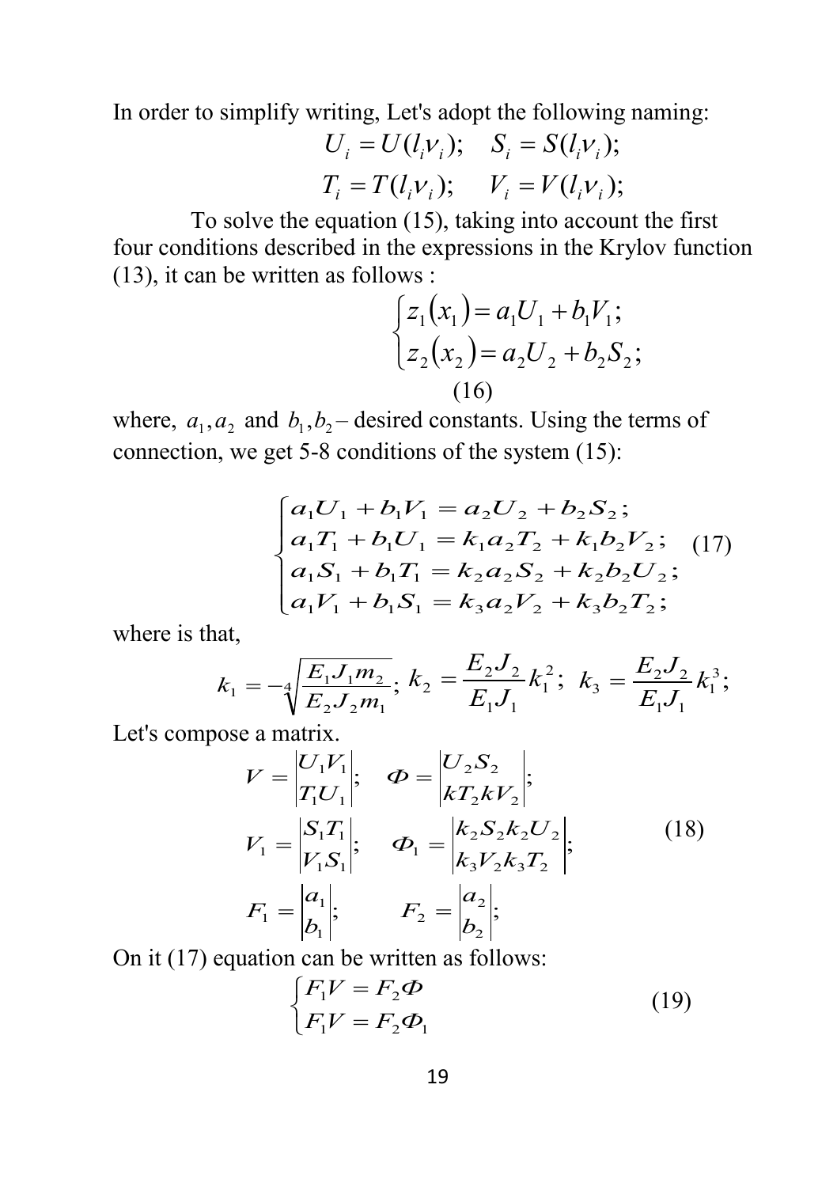In order to simplify writing, Let's adopt the following naming:

$$U_i = U(l_i \nu_i); \quad S_i = S(l_i \nu_i);$$

$$T_i = T(l_i \nu_i); \quad V_i = V(l_i \nu_i);$$

To solve the equation (15), taking into account the first four conditions described in the expressions in the Krylov function (13), it can be written as follows :

$$\begin{cases} z_1(x_1) = a_1 U_1 + b_1 V_1; \\ z_2(x_2) = a_2 U_2 + b_2 S_2; \end{cases} \tag{16}$$

where, $a_1, a_2$ and $b_1, b_2$ – desired constants. Using the terms of connection, we get 5-8 conditions of the system (15):

$$\begin{cases} a_1 U_1 + b_1 V_1 = a_2 U_2 + b_2 S_2; \\ a_1 T_1 + b_1 U_1 = k_1 a_2 T_2 + k_1 b_2 V_2; \\ a_1 S_1 + b_1 T_1 = k_2 a_2 S_2 + k_2 b_2 U_2; \\ a_1 V_1 + b_1 S_1 = k_3 a_2 V_2 + k_3 b_2 T_2; \end{cases} \tag{17}$$

where is that,

$$k_1 = -\sqrt[4]{\frac{E_1 J_1 m_2}{E_2 J_2 m_1}}; \; k_2 = \frac{E_2 J_2}{E_1 J_1} k_1^2; \; k_3 = \frac{E_2 J_2}{E_1 J_1} k_1^3;$$

Let's compose a matrix.

$$V = \begin{vmatrix} U_1 V_1 \\ T_1 U_1 \end{vmatrix}; \quad \Phi = \begin{vmatrix} U_2 S_2 \\ k T_2 k V_2 \end{vmatrix};$$

$$V_1 = \begin{vmatrix} S_1 T_1 \\ V_1 S_1 \end{vmatrix}; \quad \Phi_1 = \begin{vmatrix} k_2 S_2 k_2 U_2 \\ k_3 V_2 k_3 T_2 \end{vmatrix}; \tag{18}$$

$$F_1 = \begin{vmatrix} a_1 \\ b_1 \end{vmatrix}; \qquad F_2 = \begin{vmatrix} a_2 \\ b_2 \end{vmatrix};$$

On it (17) equation can be written as follows:

$$\begin{cases} F_1 V = F_2 \Phi \\ F_1 V = F_2 \Phi_1 \end{cases} \tag{19}$$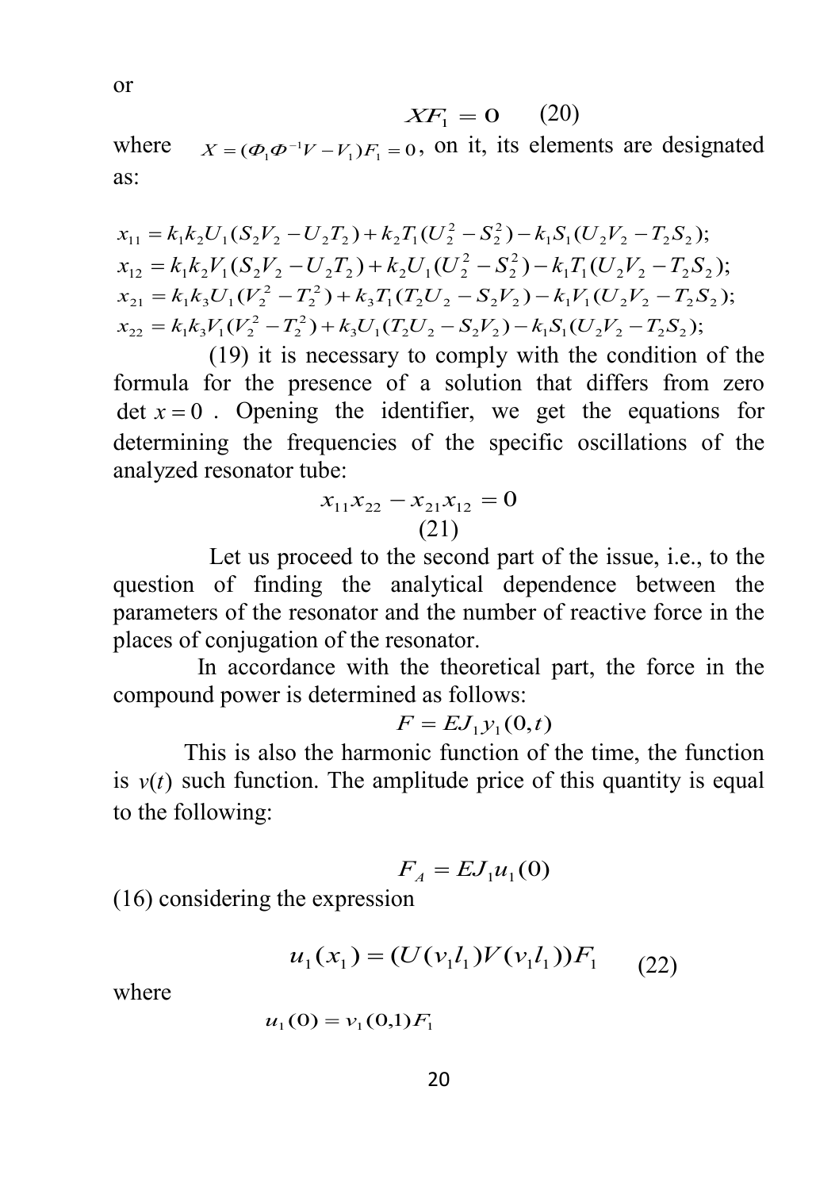or

$$XF_1 = 0 \qquad (20)$$

where $X = (\Phi_1 \Phi^{-1} V - V_1) F_1 = 0$, on it, its elements are designated as:

$$x_{11} = k_1 k_2 U_1 (S_2 V_2 - U_2 T_2) + k_2 T_1 (U_2^2 - S_2^2) - k_1 S_1 (U_2 V_2 - T_2 S_2);$$
$$x_{12} = k_1 k_2 V_1 (S_2 V_2 - U_2 T_2) + k_2 U_1 (U_2^2 - S_2^2) - k_1 T_1 (U_2 V_2 - T_2 S_2);$$
$$x_{21} = k_1 k_3 U_1 (V_2^2 - T_2^2) + k_3 T_1 (T_2 U_2 - S_2 V_2) - k_1 V_1 (U_2 V_2 - T_2 S_2);$$
$$x_{22} = k_1 k_3 V_1 (V_2^2 - T_2^2) + k_3 U_1 (T_2 U_2 - S_2 V_2) - k_1 S_1 (U_2 V_2 - T_2 S_2);$$

(19) it is necessary to comply with the condition of the formula for the presence of a solution that differs from zero $\det x = 0$. Opening the identifier, we get the equations for determining the frequencies of the specific oscillations of the analyzed resonator tube:

$$x_{11} x_{22} - x_{21} x_{12} = 0 \qquad (21)$$

Let us proceed to the second part of the issue, i.e., to the question of finding the analytical dependence between the parameters of the resonator and the number of reactive force in the places of conjugation of the resonator.

In accordance with the theoretical part, the force in the compound power is determined as follows:

$$F = EJ_1 y_1(0,t)$$

This is also the harmonic function of the time, the function is $v(t)$ such function. The amplitude price of this quantity is equal to the following:

$$F_A = EJ_1 u_1(0)$$

(16) considering the expression

$$u_1(x_1) = (U(v_1 l_1) V(v_1 l_1)) F_1 \qquad (22)$$

where

$$u_1(0) = v_1(0,1) F_1$$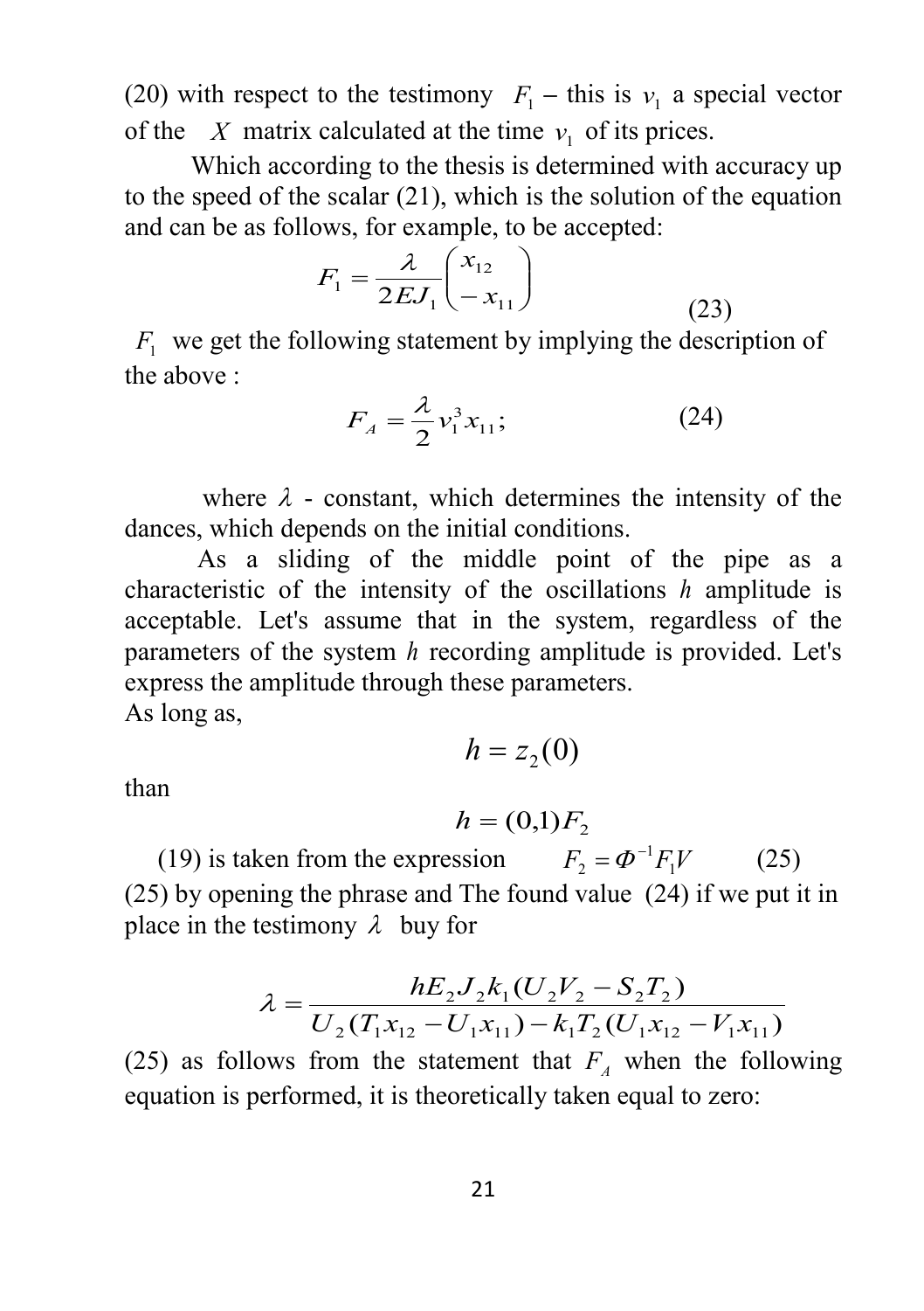(20) with respect to the testimony $F_1$ – this is $v_1$ a special vector of the $X$ matrix calculated at the time $v_1$ of its prices.

Which according to the thesis is determined with accuracy up to the speed of the scalar (21), which is the solution of the equation and can be as follows, for example, to be accepted:

$$F_1 = \frac{\lambda}{2EJ_1}\begin{pmatrix} x_{12} \\ -x_{11} \end{pmatrix} \tag{23}$$

$F_1$ we get the following statement by implying the description of the above :

$$F_A = \frac{\lambda}{2} v_1^3 x_{11}; \tag{24}$$

where $\lambda$ - constant, which determines the intensity of the dances, which depends on the initial conditions.

As a sliding of the middle point of the pipe as a characteristic of the intensity of the oscillations $h$ amplitude is acceptable. Let's assume that in the system, regardless of the parameters of the system $h$ recording amplitude is provided. Let's express the amplitude through these parameters.

As long as,

$$h = z_2(0)$$

than

$$h = (0,1)F_2$$

(19) is taken from the expression $F_2 = \Phi^{-1} F_1 V$ (25)

(25) by opening the phrase and The found value (24) if we put it in place in the testimony $\lambda$ buy for

$$\lambda = \frac{hE_2 J_2 k_1 (U_2 V_2 - S_2 T_2)}{U_2 (T_1 x_{12} - U_1 x_{11}) - k_1 T_2 (U_1 x_{12} - V_1 x_{11})}$$

(25) as follows from the statement that $F_A$ when the following equation is performed, it is theoretically taken equal to zero: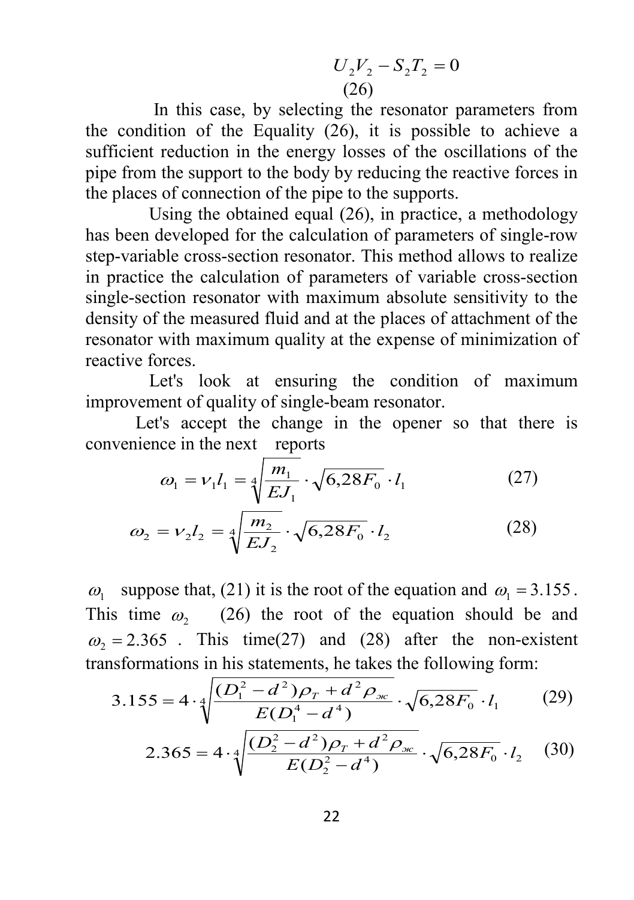$$U_2 V_2 - S_2 T_2 = 0 \tag{26}$$

In this case, by selecting the resonator parameters from the condition of the Equality (26), it is possible to achieve a sufficient reduction in the energy losses of the oscillations of the pipe from the support to the body by reducing the reactive forces in the places of connection of the pipe to the supports.

Using the obtained equal (26), in practice, a methodology has been developed for the calculation of parameters of single-row step-variable cross-section resonator. This method allows to realize in practice the calculation of parameters of variable cross-section single-section resonator with maximum absolute sensitivity to the density of the measured fluid and at the places of attachment of the resonator with maximum quality at the expense of minimization of reactive forces.

Let's look at ensuring the condition of maximum improvement of quality of single-beam resonator.

Let's accept the change in the opener so that there is convenience in the next reports

$$\omega_1 = \nu_1 l_1 = \sqrt[4]{\frac{m_1}{EJ_1}} \cdot \sqrt{6{,}28 F_0} \cdot l_1 \tag{27}$$

$$\omega_2 = \nu_2 l_2 = \sqrt[4]{\frac{m_2}{EJ_2}} \cdot \sqrt{6{,}28 F_0} \cdot l_2 \tag{28}$$

$\omega_1$ suppose that, (21) it is the root of the equation and $\omega_1 = 3.155$. This time $\omega_2$ (26) the root of the equation should be and $\omega_2 = 2.365$. This time(27) and (28) after the non-existent transformations in his statements, he takes the following form:

$$3.155 = 4 \cdot \sqrt[4]{\frac{(D_1^2 - d^2)\rho_T + d^2 \rho_{ж}}{E(D_1^4 - d^4)}} \cdot \sqrt{6{,}28 F_0} \cdot l_1 \tag{29}$$

$$2.365 = 4 \cdot \sqrt[4]{\frac{(D_2^2 - d^2)\rho_T + d^2 \rho_{ж}}{E(D_2^2 - d^4)}} \cdot \sqrt{6{,}28 F_0} \cdot l_2 \tag{30}$$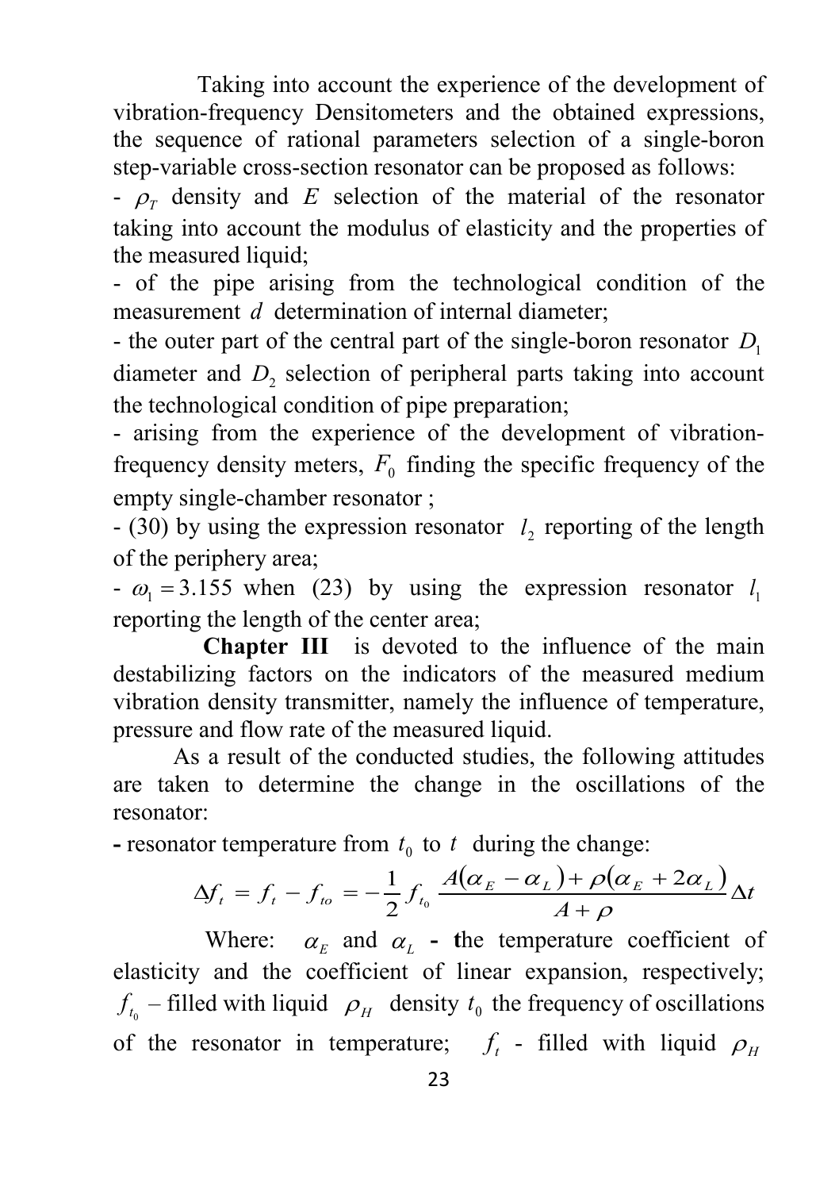Taking into account the experience of the development of vibration-frequency Densitometers and the obtained expressions, the sequence of rational parameters selection of a single-boron step-variable cross-section resonator can be proposed as follows:

- $\rho_T$ density and $E$ selection of the material of the resonator taking into account the modulus of elasticity and the properties of the measured liquid;
- of the pipe arising from the technological condition of the measurement $d$ determination of internal diameter;
- the outer part of the central part of the single-boron resonator $D_1$ diameter and $D_2$ selection of peripheral parts taking into account the technological condition of pipe preparation;
- arising from the experience of the development of vibration-frequency density meters, $F_0$ finding the specific frequency of the empty single-chamber resonator ;
- (30) by using the expression resonator $l_2$ reporting of the length of the periphery area;
- $\omega_1 = 3.155$ when (23) by using the expression resonator $l_1$ reporting the length of the center area;

**Chapter III** is devoted to the influence of the main destabilizing factors on the indicators of the measured medium vibration density transmitter, namely the influence of temperature, pressure and flow rate of the measured liquid.

As a result of the conducted studies, the following attitudes are taken to determine the change in the oscillations of the resonator:

**-** resonator temperature from $t_0$ to $t$ during the change:

$$\Delta f_t = f_t - f_{to} = -\frac{1}{2} f_{t_0} \frac{A(\alpha_E - \alpha_L) + \rho(\alpha_E + 2\alpha_L)}{A + \rho} \Delta t$$

Where: $\alpha_E$ and $\alpha_L$ - the temperature coefficient of elasticity and the coefficient of linear expansion, respectively; $f_{t_0}$ – filled with liquid $\rho_H$ density $t_0$ the frequency of oscillations of the resonator in temperature; $f_t$ - filled with liquid $\rho_H$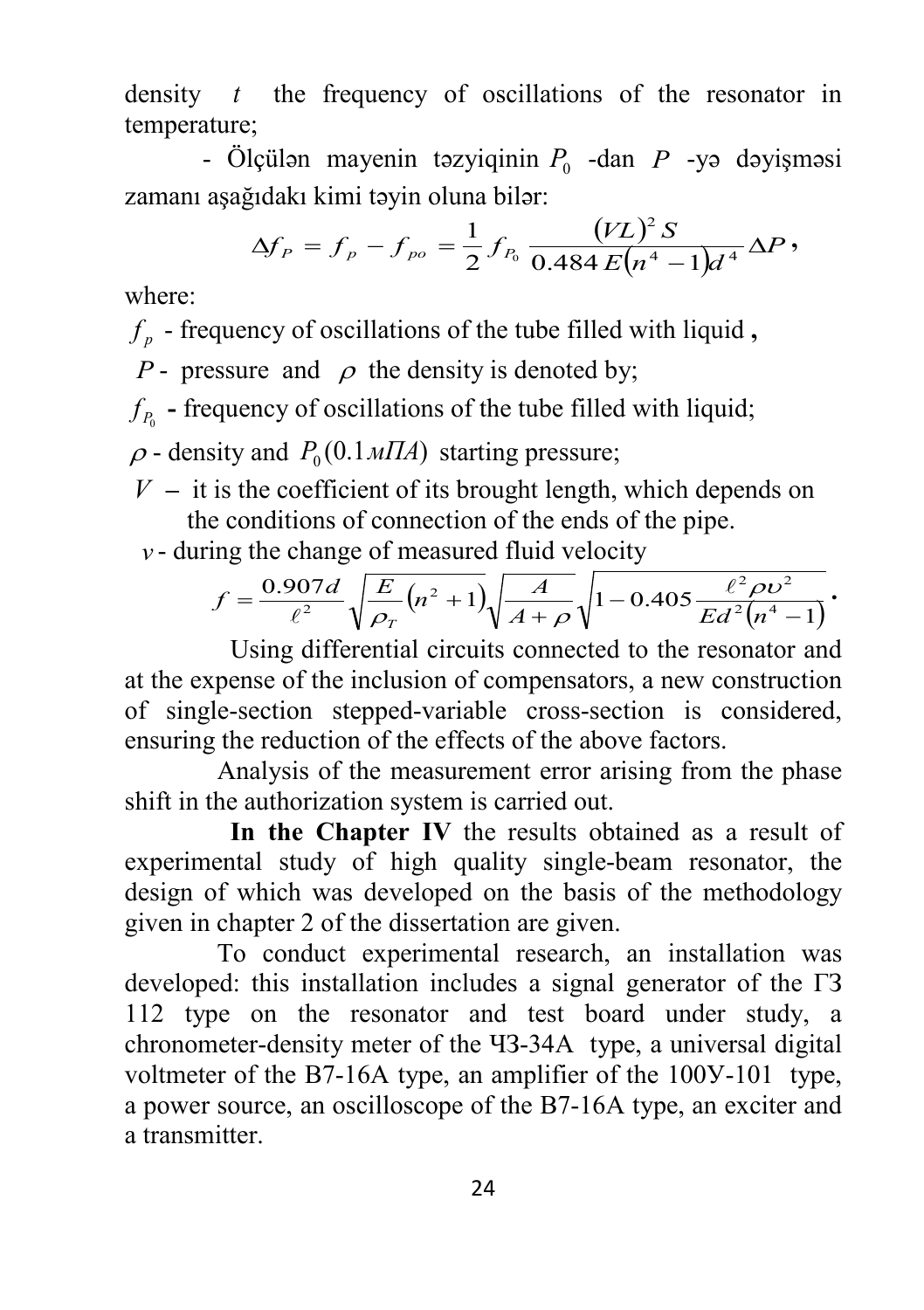density $t$ the frequency of oscillations of the resonator in temperature;

- Ölçülən mayenin təzyiqinin $P_0$ -dan $P$ -yə dəyişməsi zamanı aşağıdakı kimi təyin oluna bilər:

$$\Delta f_P = f_p - f_{po} = \frac{1}{2} f_{P_0} \frac{(VL)^2 S}{0.484 E(n^4 - 1) d^4} \Delta P,$$

where:

$f_p$ - frequency of oscillations of the tube filled with liquid **,**

$P$ - pressure and $\rho$ the density is denoted by;

$f_{P_0}$ **-** frequency of oscillations of the tube filled with liquid;

$\rho$ - density and $P_0 (0.1 мПА)$ starting pressure;

$V$ – it is the coefficient of its brought length, which depends on the conditions of connection of the ends of the pipe.

$v$ - during the change of measured fluid velocity

$$f = \frac{0.907 d}{\ell^2} \sqrt{\frac{E}{\rho_T}(n^2 + 1)} \sqrt{\frac{A}{A + \rho}} \sqrt{1 - 0.405 \frac{\ell^2 \rho \upsilon^2}{E d^2 (n^4 - 1)}}.$$

Using differential circuits connected to the resonator and at the expense of the inclusion of compensators, a new construction of single-section stepped-variable cross-section is considered, ensuring the reduction of the effects of the above factors.

Analysis of the measurement error arising from the phase shift in the authorization system is carried out.

**In the Chapter IV** the results obtained as a result of experimental study of high quality single-beam resonator, the design of which was developed on the basis of the methodology given in chapter 2 of the dissertation are given.

To conduct experimental research, an installation was developed: this installation includes a signal generator of the ГЗ 112 type on the resonator and test board under study, a chronometer-density meter of the ЧЗ-34А type, a universal digital voltmeter of the В7-16А type, an amplifier of the 100У-101 type, a power source, an oscilloscope of the В7-16А type, an exciter and a transmitter.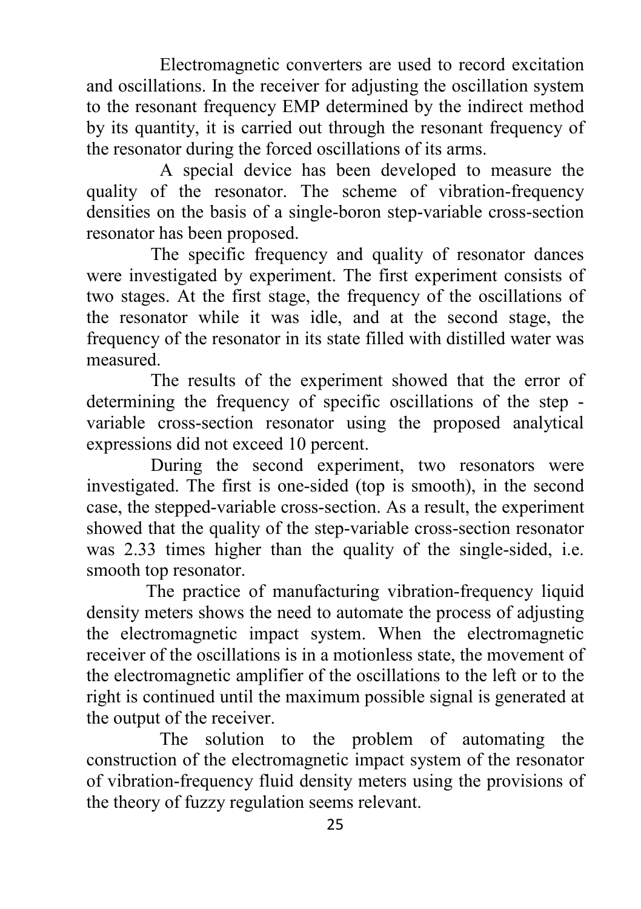Electromagnetic converters are used to record excitation and oscillations. In the receiver for adjusting the oscillation system to the resonant frequency EMP determined by the indirect method by its quantity, it is carried out through the resonant frequency of the resonator during the forced oscillations of its arms.

A special device has been developed to measure the quality of the resonator. The scheme of vibration-frequency densities on the basis of a single-boron step-variable cross-section resonator has been proposed.

The specific frequency and quality of resonator dances were investigated by experiment. The first experiment consists of two stages. At the first stage, the frequency of the oscillations of the resonator while it was idle, and at the second stage, the frequency of the resonator in its state filled with distilled water was measured.

The results of the experiment showed that the error of determining the frequency of specific oscillations of the step - variable cross-section resonator using the proposed analytical expressions did not exceed 10 percent.

During the second experiment, two resonators were investigated. The first is one-sided (top is smooth), in the second case, the stepped-variable cross-section. As a result, the experiment showed that the quality of the step-variable cross-section resonator was 2.33 times higher than the quality of the single-sided, i.e. smooth top resonator.

The practice of manufacturing vibration-frequency liquid density meters shows the need to automate the process of adjusting the electromagnetic impact system. When the electromagnetic receiver of the oscillations is in a motionless state, the movement of the electromagnetic amplifier of the oscillations to the left or to the right is continued until the maximum possible signal is generated at the output of the receiver.

The solution to the problem of automating the construction of the electromagnetic impact system of the resonator of vibration-frequency fluid density meters using the provisions of the theory of fuzzy regulation seems relevant.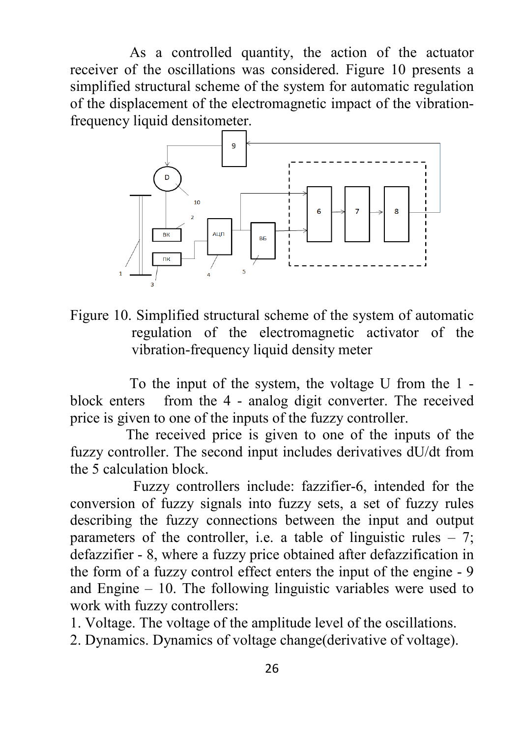As a controlled quantity, the action of the actuator receiver of the oscillations was considered. Figure 10 presents a simplified structural scheme of the system for automatic regulation of the displacement of the electromagnetic impact of the vibration-frequency liquid densitometer.

Figure 10. Simplified structural scheme of the system of automatic regulation of the electromagnetic activator of the vibration-frequency liquid density meter

To the input of the system, the voltage U from the 1 - block enters from the 4 - analog digit converter. The received price is given to one of the inputs of the fuzzy controller.

The received price is given to one of the inputs of the fuzzy controller. The second input includes derivatives dU/dt from the 5 calculation block.

Fuzzy controllers include: fazzifier-6, intended for the conversion of fuzzy signals into fuzzy sets, a set of fuzzy rules describing the fuzzy connections between the input and output parameters of the controller, i.e. a table of linguistic rules – 7; defazzifier - 8, where a fuzzy price obtained after defazzification in the form of a fuzzy control effect enters the input of the engine - 9 and Engine – 10. The following linguistic variables were used to work with fuzzy controllers:

1. Voltage. The voltage of the amplitude level of the oscillations.
2. Dynamics. Dynamics of voltage change(derivative of voltage).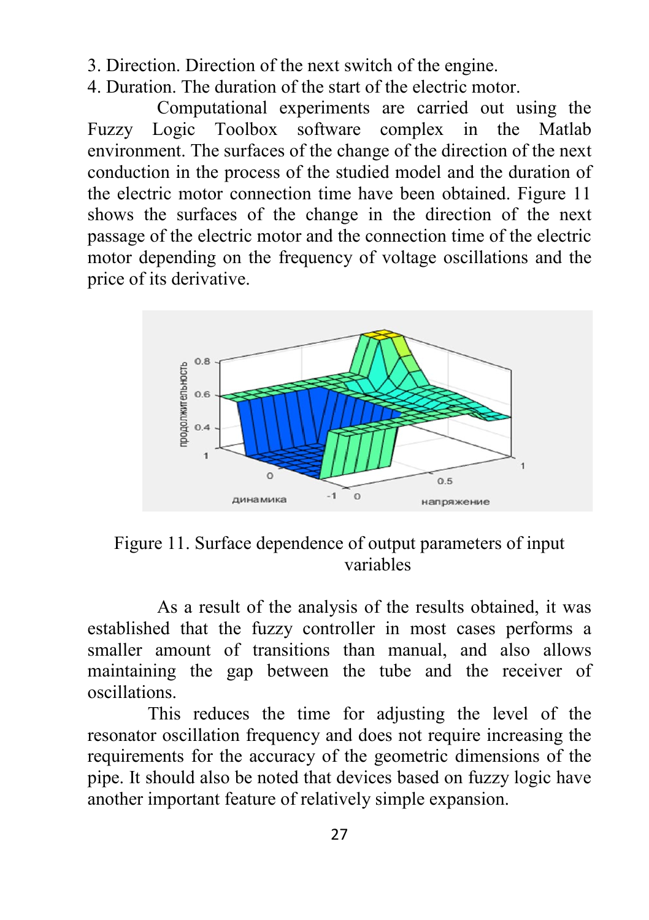3. Direction. Direction of the next switch of the engine.
4. Duration. The duration of the start of the electric motor.

Computational experiments are carried out using the Fuzzy Logic Toolbox software complex in the Matlab environment. The surfaces of the change of the direction of the next conduction in the process of the studied model and the duration of the electric motor connection time have been obtained. Figure 11 shows the surfaces of the change in the direction of the next passage of the electric motor and the connection time of the electric motor depending on the frequency of voltage oscillations and the price of its derivative.

Figure 11. Surface dependence of output parameters of input variables

As a result of the analysis of the results obtained, it was established that the fuzzy controller in most cases performs a smaller amount of transitions than manual, and also allows maintaining the gap between the tube and the receiver of oscillations.

This reduces the time for adjusting the level of the resonator oscillation frequency and does not require increasing the requirements for the accuracy of the geometric dimensions of the pipe. It should also be noted that devices based on fuzzy logic have another important feature of relatively simple expansion.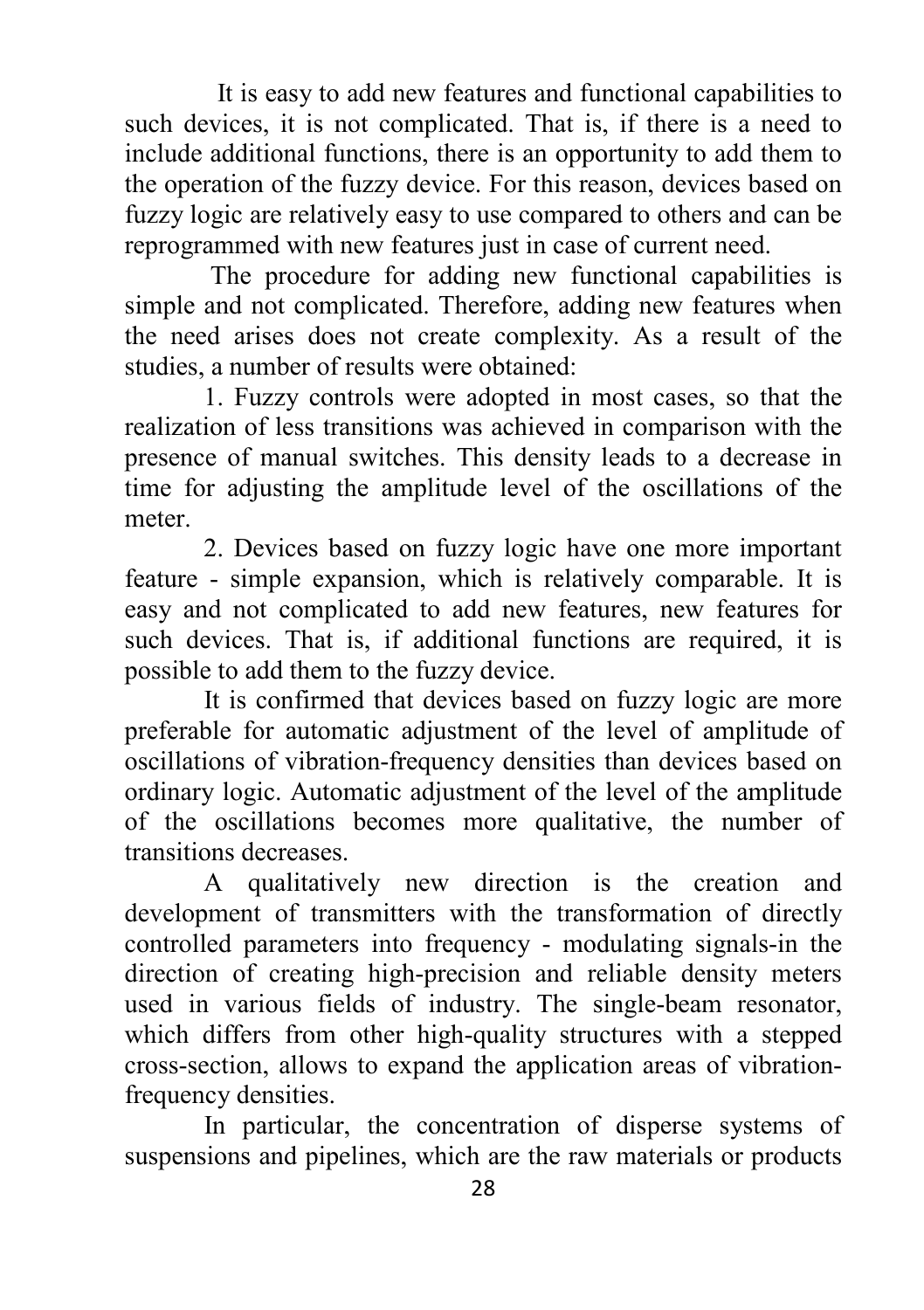It is easy to add new features and functional capabilities to such devices, it is not complicated. That is, if there is a need to include additional functions, there is an opportunity to add them to the operation of the fuzzy device. For this reason, devices based on fuzzy logic are relatively easy to use compared to others and can be reprogrammed with new features just in case of current need.

The procedure for adding new functional capabilities is simple and not complicated. Therefore, adding new features when the need arises does not create complexity. As a result of the studies, a number of results were obtained:

1. Fuzzy controls were adopted in most cases, so that the realization of less transitions was achieved in comparison with the presence of manual switches. This density leads to a decrease in time for adjusting the amplitude level of the oscillations of the meter.

2. Devices based on fuzzy logic have one more important feature - simple expansion, which is relatively comparable. It is easy and not complicated to add new features, new features for such devices. That is, if additional functions are required, it is possible to add them to the fuzzy device.

It is confirmed that devices based on fuzzy logic are more preferable for automatic adjustment of the level of amplitude of oscillations of vibration-frequency densities than devices based on ordinary logic. Automatic adjustment of the level of the amplitude of the oscillations becomes more qualitative, the number of transitions decreases.

A qualitatively new direction is the creation and development of transmitters with the transformation of directly controlled parameters into frequency - modulating signals-in the direction of creating high-precision and reliable density meters used in various fields of industry. The single-beam resonator, which differs from other high-quality structures with a stepped cross-section, allows to expand the application areas of vibration-frequency densities.

In particular, the concentration of disperse systems of suspensions and pipelines, which are the raw materials or products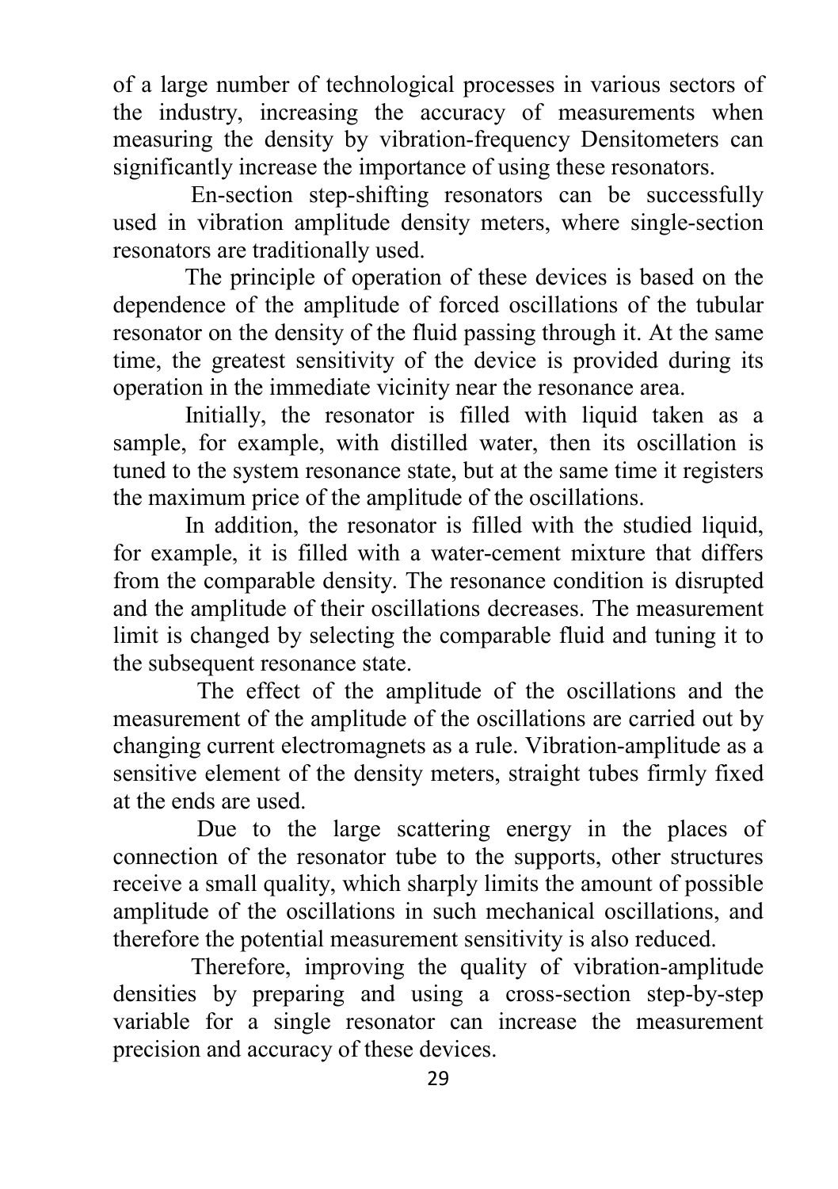of a large number of technological processes in various sectors of the industry, increasing the accuracy of measurements when measuring the density by vibration-frequency Densitometers can significantly increase the importance of using these resonators.

En-section step-shifting resonators can be successfully used in vibration amplitude density meters, where single-section resonators are traditionally used.

The principle of operation of these devices is based on the dependence of the amplitude of forced oscillations of the tubular resonator on the density of the fluid passing through it. At the same time, the greatest sensitivity of the device is provided during its operation in the immediate vicinity near the resonance area.

Initially, the resonator is filled with liquid taken as a sample, for example, with distilled water, then its oscillation is tuned to the system resonance state, but at the same time it registers the maximum price of the amplitude of the oscillations.

In addition, the resonator is filled with the studied liquid, for example, it is filled with a water-cement mixture that differs from the comparable density. The resonance condition is disrupted and the amplitude of their oscillations decreases. The measurement limit is changed by selecting the comparable fluid and tuning it to the subsequent resonance state.

The effect of the amplitude of the oscillations and the measurement of the amplitude of the oscillations are carried out by changing current electromagnets as a rule. Vibration-amplitude as a sensitive element of the density meters, straight tubes firmly fixed at the ends are used.

Due to the large scattering energy in the places of connection of the resonator tube to the supports, other structures receive a small quality, which sharply limits the amount of possible amplitude of the oscillations in such mechanical oscillations, and therefore the potential measurement sensitivity is also reduced.

Therefore, improving the quality of vibration-amplitude densities by preparing and using a cross-section step-by-step variable for a single resonator can increase the measurement precision and accuracy of these devices.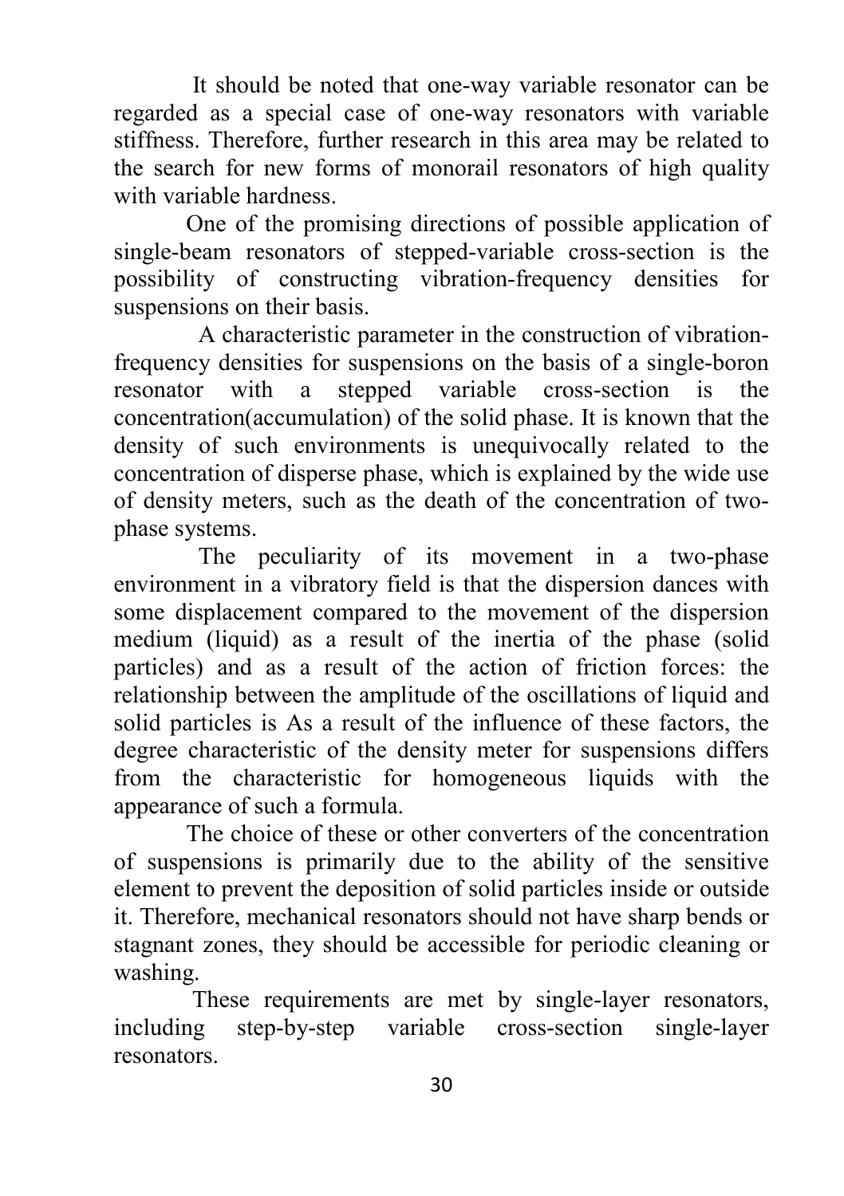It should be noted that one-way variable resonator can be regarded as a special case of one-way resonators with variable stiffness. Therefore, further research in this area may be related to the search for new forms of monorail resonators of high quality with variable hardness.

One of the promising directions of possible application of single-beam resonators of stepped-variable cross-section is the possibility of constructing vibration-frequency densities for suspensions on their basis.

A characteristic parameter in the construction of vibration-frequency densities for suspensions on the basis of a single-boron resonator with a stepped variable cross-section is the concentration(accumulation) of the solid phase. It is known that the density of such environments is unequivocally related to the concentration of disperse phase, which is explained by the wide use of density meters, such as the death of the concentration of two-phase systems.

The peculiarity of its movement in a two-phase environment in a vibratory field is that the dispersion dances with some displacement compared to the movement of the dispersion medium (liquid) as a result of the inertia of the phase (solid particles) and as a result of the action of friction forces: the relationship between the amplitude of the oscillations of liquid and solid particles is As a result of the influence of these factors, the degree characteristic of the density meter for suspensions differs from the characteristic for homogeneous liquids with the appearance of such a formula.

The choice of these or other converters of the concentration of suspensions is primarily due to the ability of the sensitive element to prevent the deposition of solid particles inside or outside it. Therefore, mechanical resonators should not have sharp bends or stagnant zones, they should be accessible for periodic cleaning or washing.

These requirements are met by single-layer resonators, including step-by-step variable cross-section single-layer resonators.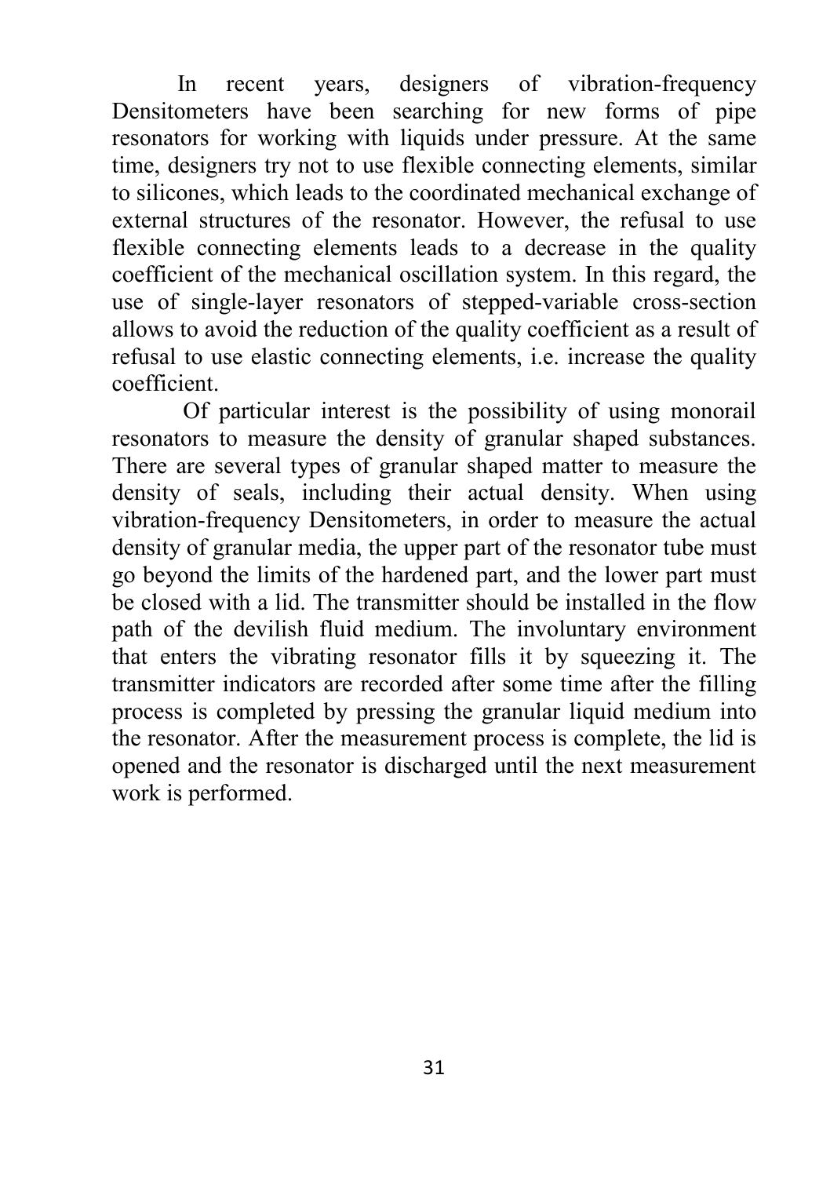In recent years, designers of vibration-frequency Densitometers have been searching for new forms of pipe resonators for working with liquids under pressure. At the same time, designers try not to use flexible connecting elements, similar to silicones, which leads to the coordinated mechanical exchange of external structures of the resonator. However, the refusal to use flexible connecting elements leads to a decrease in the quality coefficient of the mechanical oscillation system. In this regard, the use of single-layer resonators of stepped-variable cross-section allows to avoid the reduction of the quality coefficient as a result of refusal to use elastic connecting elements, i.e. increase the quality coefficient.

Of particular interest is the possibility of using monorail resonators to measure the density of granular shaped substances. There are several types of granular shaped matter to measure the density of seals, including their actual density. When using vibration-frequency Densitometers, in order to measure the actual density of granular media, the upper part of the resonator tube must go beyond the limits of the hardened part, and the lower part must be closed with a lid. The transmitter should be installed in the flow path of the devilish fluid medium. The involuntary environment that enters the vibrating resonator fills it by squeezing it. The transmitter indicators are recorded after some time after the filling process is completed by pressing the granular liquid medium into the resonator. After the measurement process is complete, the lid is opened and the resonator is discharged until the next measurement work is performed.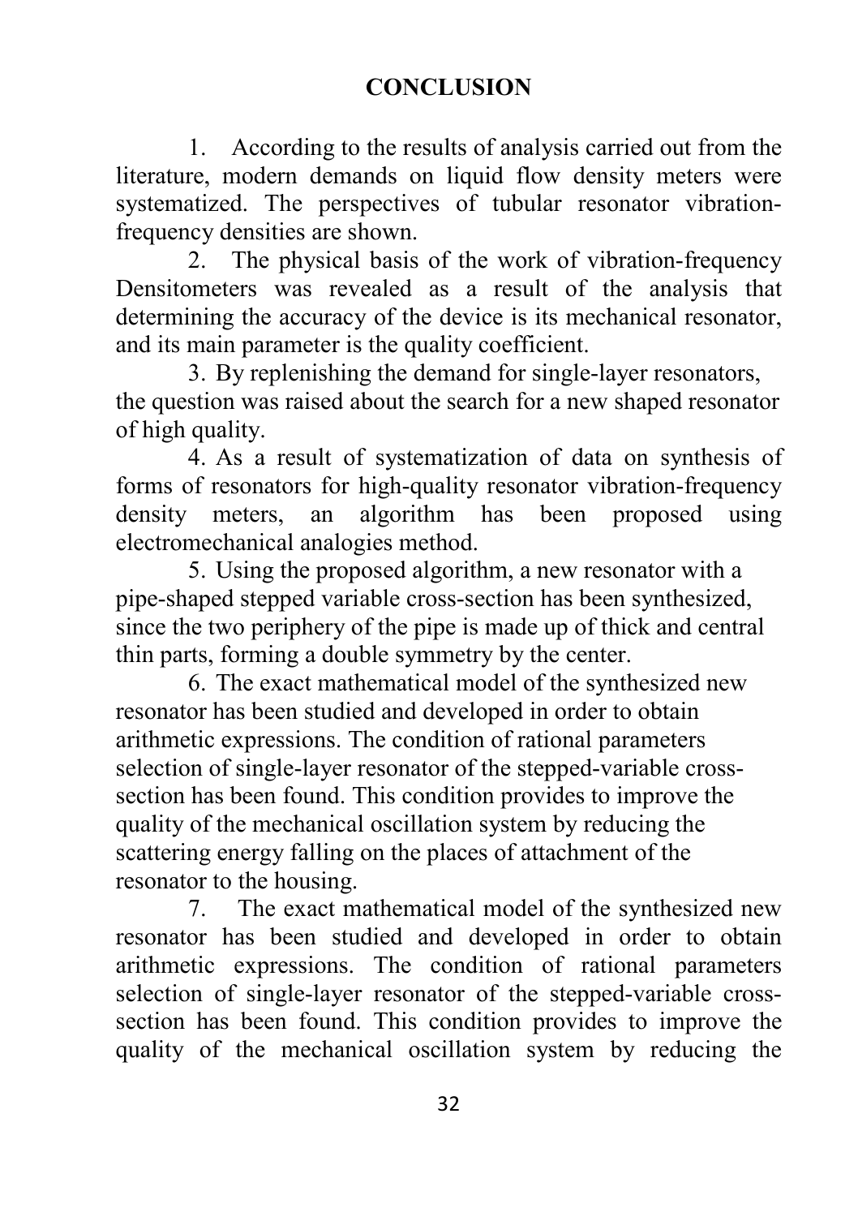## CONCLUSION

1. According to the results of analysis carried out from the literature, modern demands on liquid flow density meters were systematized. The perspectives of tubular resonator vibration-frequency densities are shown.

2. The physical basis of the work of vibration-frequency Densitometers was revealed as a result of the analysis that determining the accuracy of the device is its mechanical resonator, and its main parameter is the quality coefficient.

3. By replenishing the demand for single-layer resonators, the question was raised about the search for a new shaped resonator of high quality.

4. As a result of systematization of data on synthesis of forms of resonators for high-quality resonator vibration-frequency density meters, an algorithm has been proposed using electromechanical analogies method.

5. Using the proposed algorithm, a new resonator with a pipe-shaped stepped variable cross-section has been synthesized, since the two periphery of the pipe is made up of thick and central thin parts, forming a double symmetry by the center.

6. The exact mathematical model of the synthesized new resonator has been studied and developed in order to obtain arithmetic expressions. The condition of rational parameters selection of single-layer resonator of the stepped-variable cross-section has been found. This condition provides to improve the quality of the mechanical oscillation system by reducing the scattering energy falling on the places of attachment of the resonator to the housing.

7. The exact mathematical model of the synthesized new resonator has been studied and developed in order to obtain arithmetic expressions. The condition of rational parameters selection of single-layer resonator of the stepped-variable cross-section has been found. This condition provides to improve the quality of the mechanical oscillation system by reducing the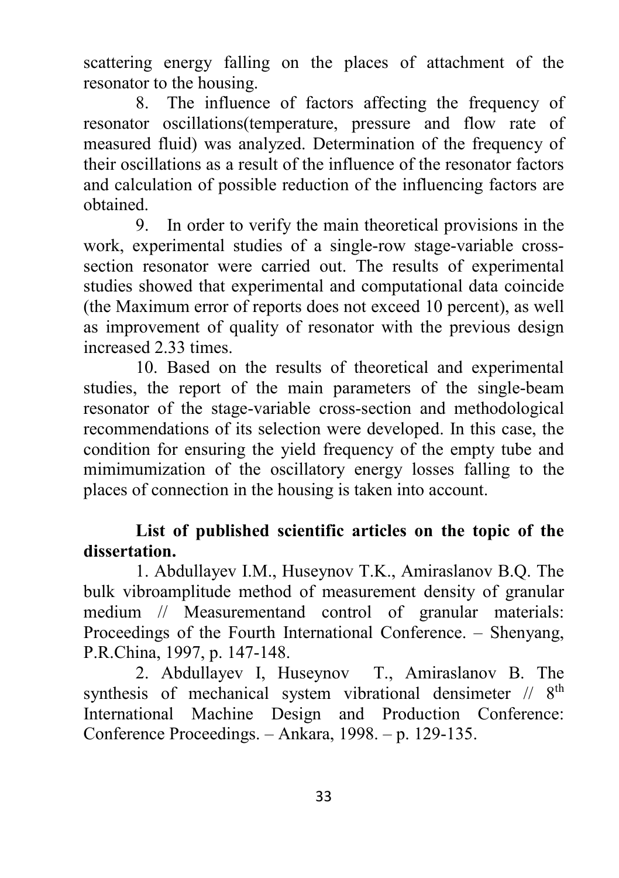scattering energy falling on the places of attachment of the resonator to the housing.

8. The influence of factors affecting the frequency of resonator oscillations(temperature, pressure and flow rate of measured fluid) was analyzed. Determination of the frequency of their oscillations as a result of the influence of the resonator factors and calculation of possible reduction of the influencing factors are obtained.

9. In order to verify the main theoretical provisions in the work, experimental studies of a single-row stage-variable cross-section resonator were carried out. The results of experimental studies showed that experimental and computational data coincide (the Maximum error of reports does not exceed 10 percent), as well as improvement of quality of resonator with the previous design increased 2.33 times.

10. Based on the results of theoretical and experimental studies, the report of the main parameters of the single-beam resonator of the stage-variable cross-section and methodological recommendations of its selection were developed. In this case, the condition for ensuring the yield frequency of the empty tube and mimimumization of the oscillatory energy losses falling to the places of connection in the housing is taken into account.

**List of published scientific articles on the topic of the dissertation.**

1. Abdullayev I.M., Huseynov T.K., Amiraslanov B.Q. The bulk vibroamplitude method of measurement density of granular medium // Measurementand control of granular materials: Proceedings of the Fourth International Conference. – Shenyang, P.R.China, 1997, p. 147-148.

2. Abdullayev I, Huseynov T., Amiraslanov B. The synthesis of mechanical system vibrational densimeter // 8th International Machine Design and Production Conference: Conference Proceedings. – Ankara, 1998. – p. 129-135.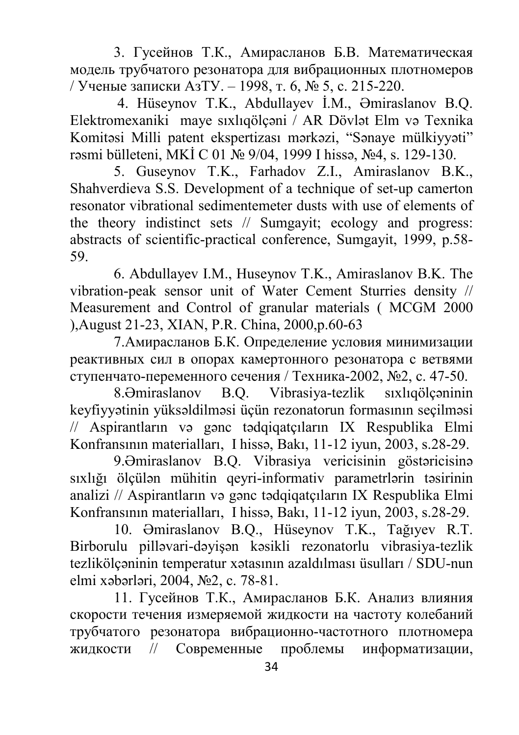3. Гусейнов Т.К., Амирасланов Б.В. Математическая модель трубчатого резонатора для вибрационных плотномеров / Ученые записки АзТУ. – 1998, т. 6, № 5, с. 215-220.

4. Hüseynov T.K., Abdullayev İ.M., Əmiraslanov B.Q. Elektromexaniki maye sıxlıqölçəni / AR Dövlət Elm və Texnika Komitəsi Milli patent ekspertizası mərkəzi, "Sənaye mülkiyyəti" rəsmi bülleteni, MKİ C 01 № 9/04, 1999 I hissə, №4, s. 129-130.

5. Guseynov T.K., Farhadov Z.I., Amiraslanov B.K., Shahverdieva S.S. Development of a technique of set-up camerton resonator vibrational sedimentemeter dusts with use of elements of the theory indistinct sets // Sumgayit; ecology and progress: abstracts of scientific-practical conference, Sumgayit, 1999, p.58-59.

6. Abdullayev I.M., Huseynov T.K., Amiraslanov B.K. The vibration-peak sensor unit of Water Cement Sturries density // Measurement and Control of granular materials ( MCGM 2000 ),August 21-23, XIAN, P.R. China, 2000,p.60-63

7.Амирасланов Б.К. Определение условия минимизации реактивных сил в опорах камертонного резонатора с ветвями ступенчато-переменного сечения / Техника-2002, №2, с. 47-50.

8.Əmiraslanov B.Q. Vibrasiya-tezlik sıxlıqölçəninin keyfiyyətinin yüksəldilməsi üçün rezonatorun formasının seçilməsi // Aspirantların və gənc tədqiqatçıların IX Respublika Elmi Konfransının materialları, I hissə, Bakı, 11-12 iyun, 2003, s.28-29.

9.Əmiraslanov B.Q. Vibrasiya vericisinin göstəricisinə sıxlığı ölçülən mühitin qeyri-informativ parametrlərin təsirinin analizi // Aspirantların və gənc tədqiqatçıların IX Respublika Elmi Konfransının materialları, I hissə, Bakı, 11-12 iyun, 2003, s.28-29.

10. Əmiraslanov B.Q., Hüseynov T.K., Tağıyev R.T. Birborulu pilləvari-dəyişən kəsikli rezonatorlu vibrasiya-tezlik tezlikölçəninin temperatur xətasının azaldılması üsulları / SDU-nun elmi xəbərləri, 2004, №2, c. 78-81.

11. Гусейнов Т.К., Амирасланов Б.К. Анализ влияния скорости течения измеряемой жидкости на частоту колебаний трубчатого резонатора вибрационно-частотного плотномера жидкости // Современные проблемы информатизации,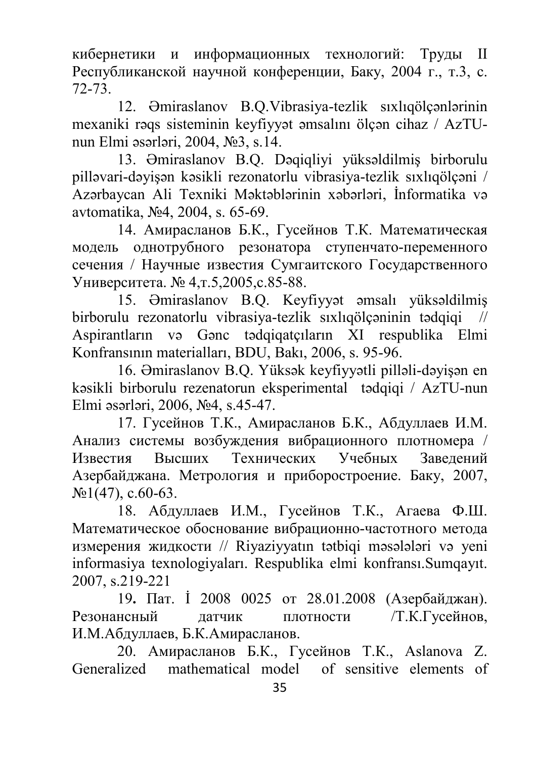кибернетики и информационных технологий: Труды II Республиканской научной конференции, Баку, 2004 г., т.3, с. 72-73.

12. Əmiraslanov B.Q.Vibrasiya-tezlik sıxlıqölçənlərinin mexaniki rəqs sisteminin keyfiyyət əmsalını ölçən cihaz / AzTU-nun Elmi əsərləri, 2004, №3, s.14.

13. Əmiraslanov B.Q. Dəqiqliyi yüksəldilmiş birborulu pilləvari-dəyişən kəsikli rezonatorlu vibrasiya-tezlik sıxlıqölçəni / Azərbaycan Ali Texniki Məktəblərinin xəbərləri, İnformatika və avtomatika, №4, 2004, s. 65-69.

14. Амирасланов Б.К., Гусейнов Т.К. Математическая модель однотрубного резонатора ступенчато-переменного сечения / Научные известия Сумгаитского Государственного Университета. № 4,т.5,2005,с.85-88.

15. Əmiraslanov B.Q. Keyfiyyət əmsalı yüksəldilmiş birborulu rezonatorlu vibrasiya-tezlik sıxlıqölçəninin tədqiqi // Aspirantların və Gənc tədqiqatçıların XI respublika Elmi Konfransının materialları, BDU, Bakı, 2006, s. 95-96.

16. Əmiraslanov B.Q. Yüksək keyfiyyətli pilləli-dəyişən en kəsikli birborulu rezenatorun eksperimental tədqiqi / AzTU-nun Elmi əsərləri, 2006, №4, s.45-47.

17. Гусейнов Т.К., Амирасланов Б.К., Абдуллаев И.М. Анализ системы возбуждения вибрационного плотномера / Известия Высших Технических Учебных Заведений Азербайджана. Метрология и приборостроение. Баку, 2007, №1(47), с.60-63.

18. Абдуллаев И.М., Гусейнов Т.К., Агаева Ф.Ш. Математическое обоснование вибрационно-частотного метода измерения жидкости // Riyaziyyatın tətbiqi məsələləri və yeni informasiya texnologiyaları. Respublika elmi konfransı.Sumqayıt. 2007, s.219-221

19**.** Пат. İ 2008 0025 от 28.01.2008 (Азербайджан). Резонансный датчик плотности /Т.К.Гусейнов, И.М.Абдуллаев, Б.К.Амирасланов.

20. Амирасланов Б.К., Гусейнов Т.К., Aslanova Z. Generalized mathematical model of sensitive elements of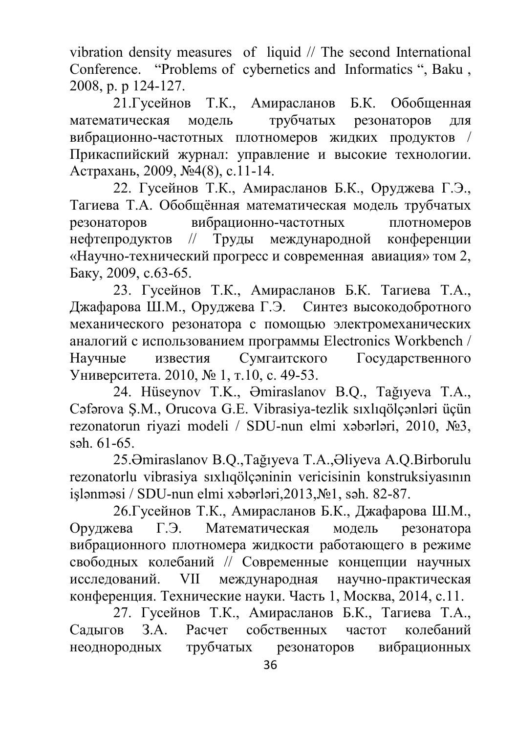vibration density measures of liquid // The second International Conference. “Problems of cybernetics and Informatics “, Baku , 2008, p. p 124-127.

21.Гусейнов Т.К., Амирасланов Б.К. Обобщенная математическая модель трубчатых резонаторов для вибрационно-частотных плотномеров жидких продуктов / Прикаспийский журнал: управление и высокие технологии. Астрахань, 2009, №4(8), с.11-14.

22. Гусейнов Т.К., Амирасланов Б.К., Оруджева Г.Э., Тагиева Т.А. Обобщённая математическая модель трубчатых резонаторов вибрационно-частотных плотномеров нефтепродуктов // Труды международной конференции «Научно-технический прогресс и современная авиация» том 2, Баку, 2009, с.63-65.

23. Гусейнов Т.К., Амирасланов Б.К. Тагиева Т.А., Джафарова Ш.М., Оруджева Г.Э. Синтез высокодобротного механического резонатора с помощью электромеханических аналогий с использованием программы Electronics Workbench / Научные известия Сумгаитского Государственного Университета. 2010, № 1, т.10, с. 49-53.

24. Hüseynov T.K., Əmiraslanov B.Q., Tağıyeva T.A., Cəfərova Ş.M., Orucova G.E. Vibrasiya-tezlik sıxlıqölçənləri üçün rezonatorun riyazi modeli / SDU-nun elmi xəbərləri, 2010, №3, səh. 61-65.

25.Əmiraslanov B.Q.,Tağıyeva T.A.,Əliyeva A.Q.Birborulu rezonatorlu vibrasiya sıxlıqölçəninin vericisinin konstruksiyasının işlənməsi / SDU-nun elmi xəbərləri,2013,№1, səh. 82-87.

26.Гусейнов Т.К., Амирасланов Б.К., Джафарова Ш.М., Оруджева Г.Э. Математическая модель резонатора вибрационного плотномера жидкости работающего в режиме свободных колебаний // Современные концепции научных исследований. VII международная научно-практическая конференция. Технические науки. Часть 1, Москва, 2014, с.11.

27. Гусейнов Т.К., Амирасланов Б.К., Тагиева Т.А., Садыгов З.А. Расчет собственных частот колебаний неоднородных трубчатых резонаторов вибрационных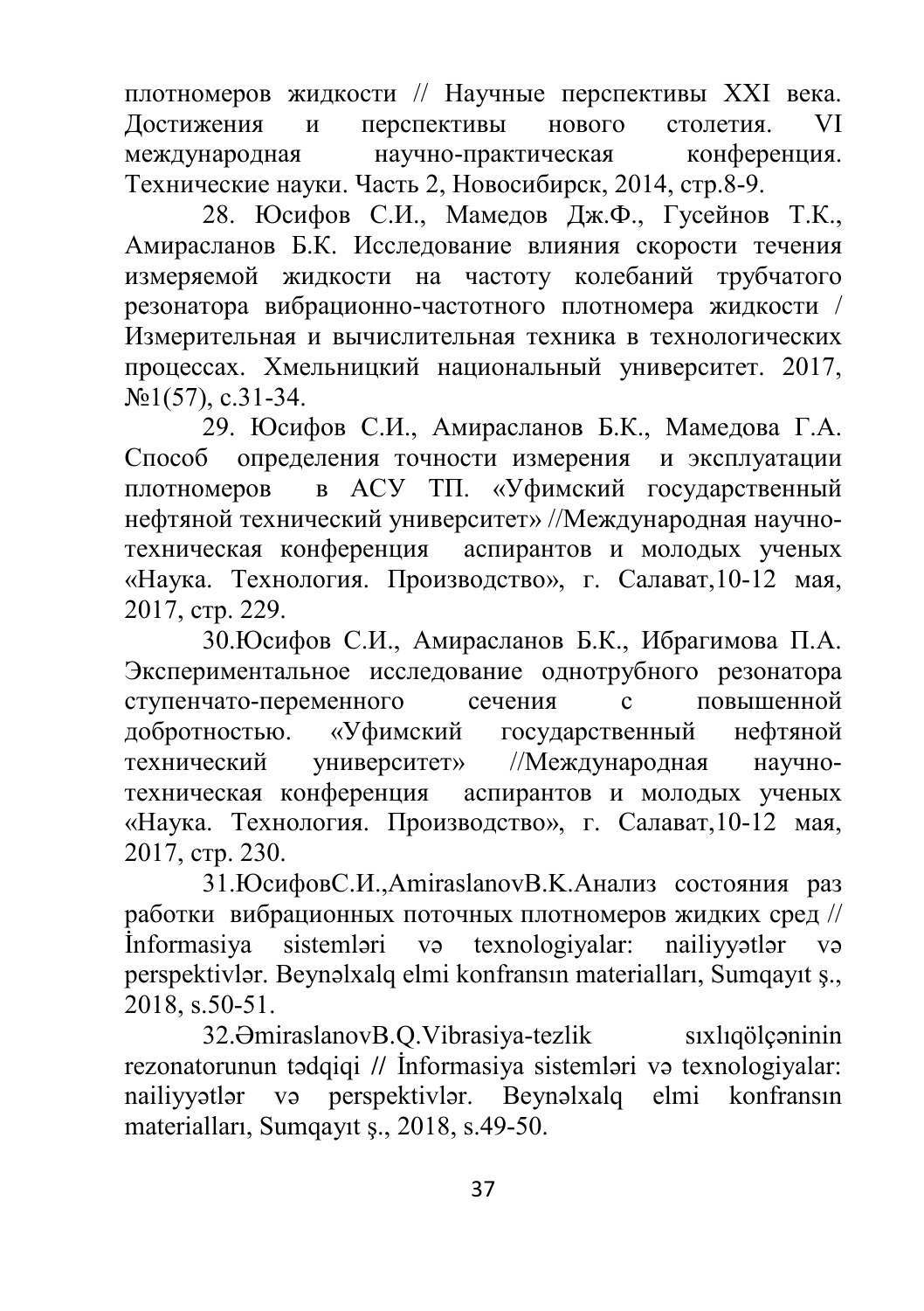плотномеров жидкости // Научные перспективы XXI века. Достижения и перспективы нового столетия. VI международная научно-практическая конференция. Технические науки. Часть 2, Новосибирск, 2014, стр.8-9.

28. Юсифов С.И., Мамедов Дж.Ф., Гусейнов Т.К., Амирасланов Б.К. Исследование влияния скорости течения измеряемой жидкости на частоту колебаний трубчатого резонатора вибрационно-частотного плотномера жидкости / Измерительная и вычислительная техника в технологических процессах. Хмельницкий национальный университет. 2017, №1(57), с.31-34.

29. Юсифов С.И., Амирасланов Б.К., Мамедова Г.А. Способ определения точности измерения и эксплуатации плотномеров в АСУ ТП. «Уфимский государственный нефтяной технический университет» //Международная научно-техническая конференция аспирантов и молодых ученых «Наука. Технология. Производство», г. Салават,10-12 мая, 2017, стр. 229.

30.Юсифов С.И., Амирасланов Б.К., Ибрагимова П.А. Экспериментальное исследование однотрубного резонатора ступенчато-переменного сечения с повышенной добротностью. «Уфимский государственный нефтяной технический университет» //Международная научно-техническая конференция аспирантов и молодых ученых «Наука. Технология. Производство», г. Салават,10-12 мая, 2017, стр. 230.

31.ЮсифовС.И.,AmiraslanovB.K.Анализ состояния раз работки вибрационных поточных плотномеров жидких сред // İnformasiya sistemləri və texnologiyalar: nailiyyətlər və perspektivlər. Beynəlxalq elmi konfransın materialları, Sumqayıt ş., 2018, s.50-51.

32.ƏmiraslanovB.Q.Vibrasiya-tezlik sıxlıqölçəninin rezonatorunun tədqiqi // İnformasiya sistemləri və texnologiyalar: nailiyyətlər və perspektivlər. Beynəlxalq elmi konfransın materialları, Sumqayıt ş., 2018, s.49-50.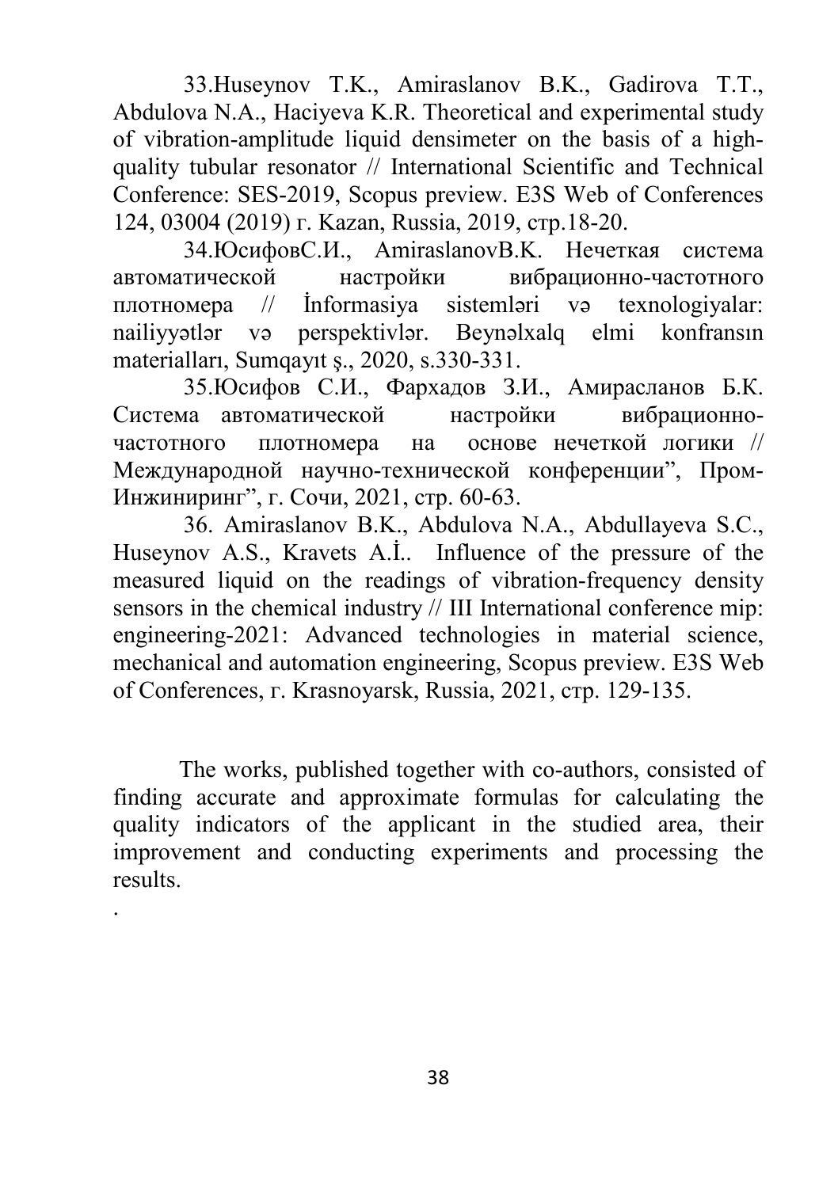33.Huseynov T.K., Amiraslanov B.K., Gadirova T.T., Abdulova N.A., Haciyeva K.R. Theoretical and experimental study of vibration-amplitude liquid densimeter on the basis of a high-quality tubular resonator // International Scientific and Technical Conference: SES-2019, Scopus preview. E3S Web of Conferences 124, 03004 (2019) г. Kazan, Russia, 2019, стр.18-20.

34.ЮсифовС.И., AmiraslanovB.K. Нечеткая система автоматической настройки вибрационно-частотного плотномера // İnformasiya sistemləri və texnologiyalar: nailiyyətlər və perspektivlər. Beynəlxalq elmi konfransın materialları, Sumqayıt ş., 2020, s.330-331.

35.Юсифов С.И., Фархадов З.И., Амирасланов Б.К. Система автоматической настройки вибрационно-частотного плотномера на основе нечеткой логики // Международной научно-технической конференции", Пром-Инжиниринг", г. Сочи, 2021, стр. 60-63.

36. Amiraslanov B.K., Abdulova N.A., Abdullayeva S.C., Huseynov A.S., Kravets A.İ.. Influence of the pressure of the measured liquid on the readings of vibration-frequency density sensors in the chemical industry // III International conference mip: engineering-2021: Advanced technologies in material science, mechanical and automation engineering, Scopus preview. E3S Web of Conferences, г. Krasnoyarsk, Russia, 2021, стр. 129-135.

The works, published together with co-authors, consisted of finding accurate and approximate formulas for calculating the quality indicators of the applicant in the studied area, their improvement and conducting experiments and processing the results.

.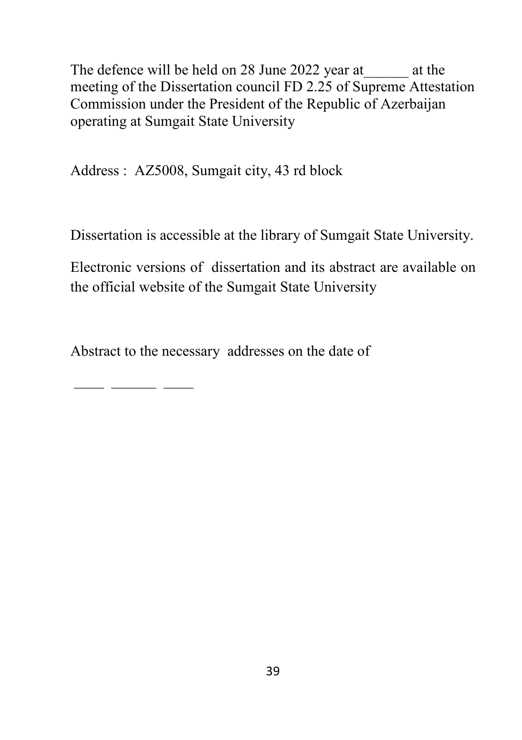The defence will be held on 28 June 2022 year at______ at the meeting of the Dissertation council FD 2.25 of Supreme Attestation Commission under the President of the Republic of Azerbaijan operating at Sumgait State University

Address : AZ5008, Sumgait city, 43 rd block

Dissertation is accessible at the library of Sumgait State University.

Electronic versions of dissertation and its abstract are available on the official website of the Sumgait State University

Abstract to the necessary addresses on the date of

____ ______ ____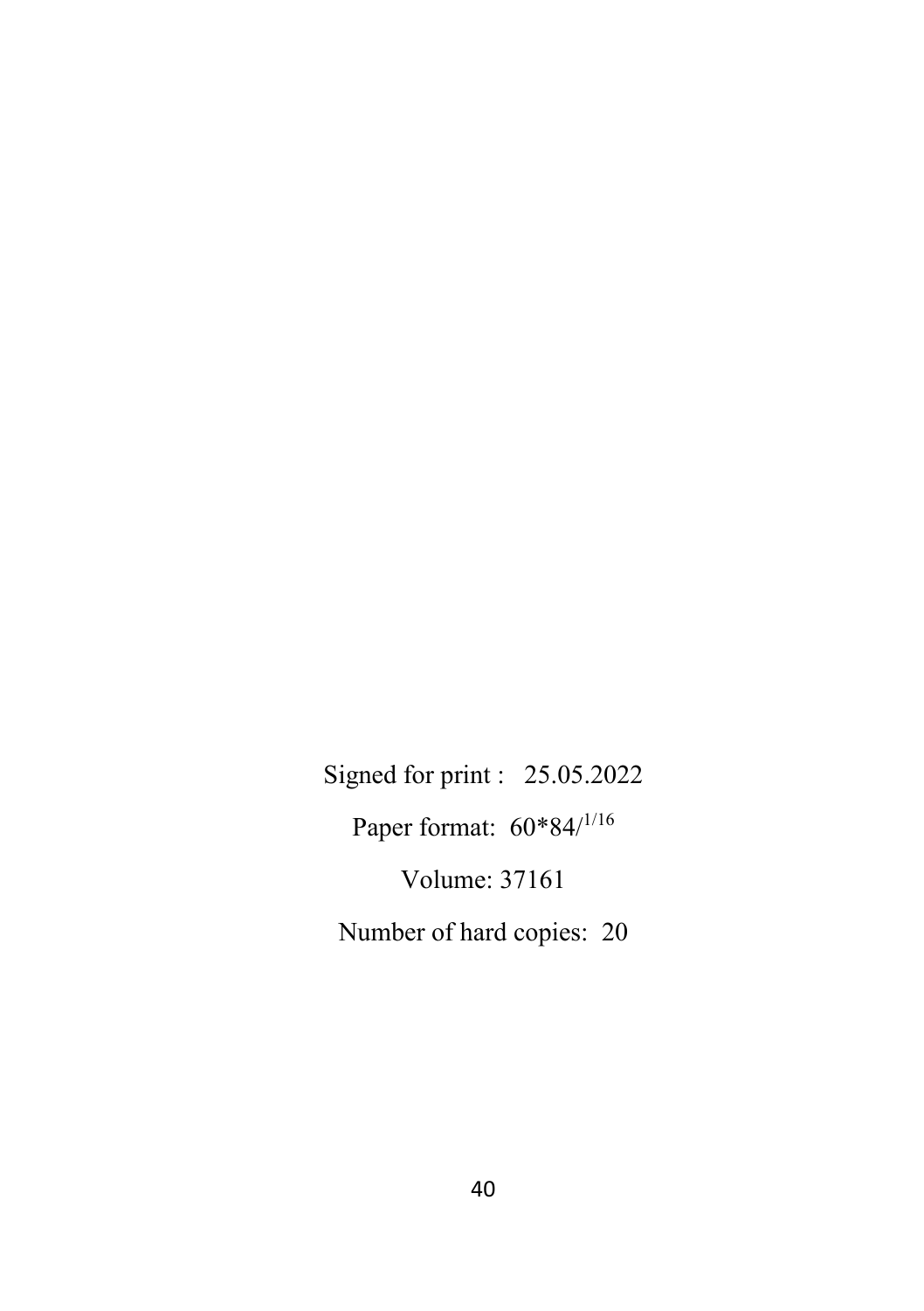Signed for print : 25.05.2022

Paper format: 60*84/$^{1/16}$

Volume: 37161

Number of hard copies: 20